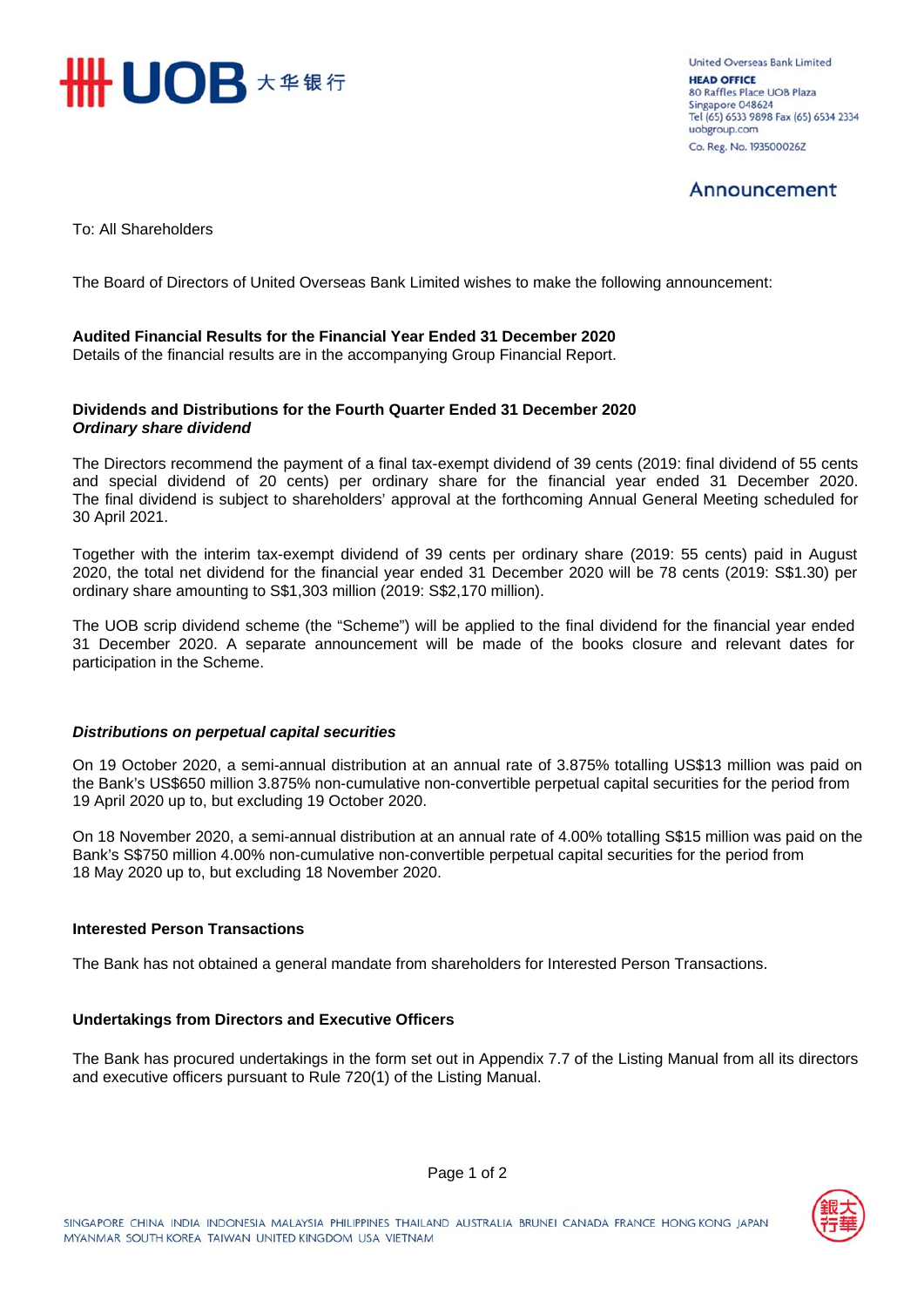United Overseas Bank Limited
**HEAD OFFICE**
80 Raffles Place UOB Plaza
Singapore 048624
Tel (65) 6533 9898 Fax (65) 6534 2334
uobgroup.com
Co. Reg. No. 193500026Z

## Announcement

To: All Shareholders

The Board of Directors of United Overseas Bank Limited wishes to make the following announcement:

**Audited Financial Results for the Financial Year Ended 31 December 2020**
Details of the financial results are in the accompanying Group Financial Report.

**Dividends and Distributions for the Fourth Quarter Ended 31 December 2020**
***Ordinary share dividend***

The Directors recommend the payment of a final tax-exempt dividend of 39 cents (2019: final dividend of 55 cents and special dividend of 20 cents) per ordinary share for the financial year ended 31 December 2020. The final dividend is subject to shareholders' approval at the forthcoming Annual General Meeting scheduled for 30 April 2021.

Together with the interim tax-exempt dividend of 39 cents per ordinary share (2019: 55 cents) paid in August 2020, the total net dividend for the financial year ended 31 December 2020 will be 78 cents (2019: S$1.30) per ordinary share amounting to S$1,303 million (2019: S$2,170 million).

The UOB scrip dividend scheme (the "Scheme") will be applied to the final dividend for the financial year ended 31 December 2020. A separate announcement will be made of the books closure and relevant dates for participation in the Scheme.

***Distributions on perpetual capital securities***

On 19 October 2020, a semi-annual distribution at an annual rate of 3.875% totalling US$13 million was paid on the Bank's US$650 million 3.875% non-cumulative non-convertible perpetual capital securities for the period from 19 April 2020 up to, but excluding 19 October 2020.

On 18 November 2020, a semi-annual distribution at an annual rate of 4.00% totalling S$15 million was paid on the Bank's S$750 million 4.00% non-cumulative non-convertible perpetual capital securities for the period from 18 May 2020 up to, but excluding 18 November 2020.

**Interested Person Transactions**

The Bank has not obtained a general mandate from shareholders for Interested Person Transactions.

**Undertakings from Directors and Executive Officers**

The Bank has procured undertakings in the form set out in Appendix 7.7 of the Listing Manual from all its directors and executive officers pursuant to Rule 720(1) of the Listing Manual.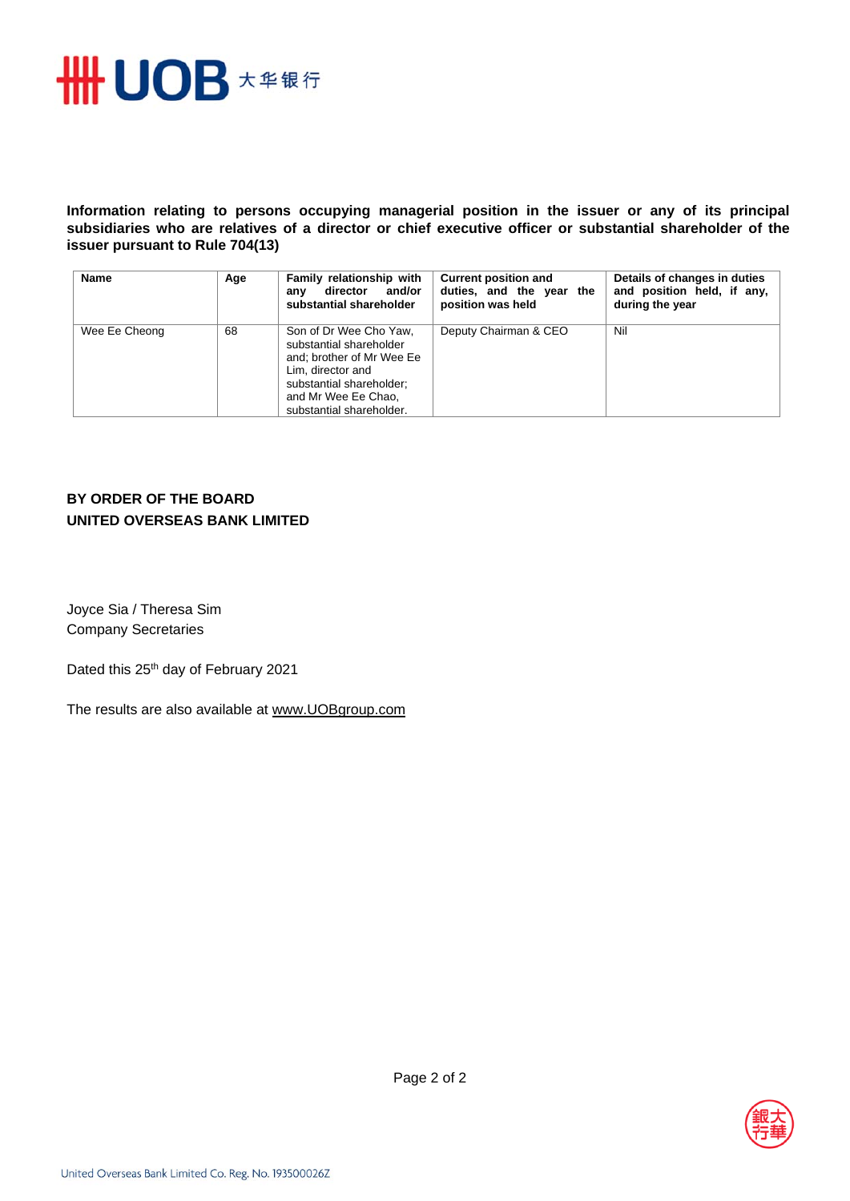**Information relating to persons occupying managerial position in the issuer or any of its principal subsidiaries who are relatives of a director or chief executive officer or substantial shareholder of the issuer pursuant to Rule 704(13)**

| Name | Age | Family relationship with any director and/or substantial shareholder | Current position and duties, and the year the position was held | Details of changes in duties and position held, if any, during the year |
|---|---|---|---|---|
| Wee Ee Cheong | 68 | Son of Dr Wee Cho Yaw, substantial shareholder and; brother of Mr Wee Ee Lim, director and substantial shareholder; and Mr Wee Ee Chao, substantial shareholder. | Deputy Chairman & CEO | Nil |

**BY ORDER OF THE BOARD**
**UNITED OVERSEAS BANK LIMITED**

Joyce Sia / Theresa Sim
Company Secretaries

Dated this 25th day of February 2021

The results are also available at www.UOBgroup.com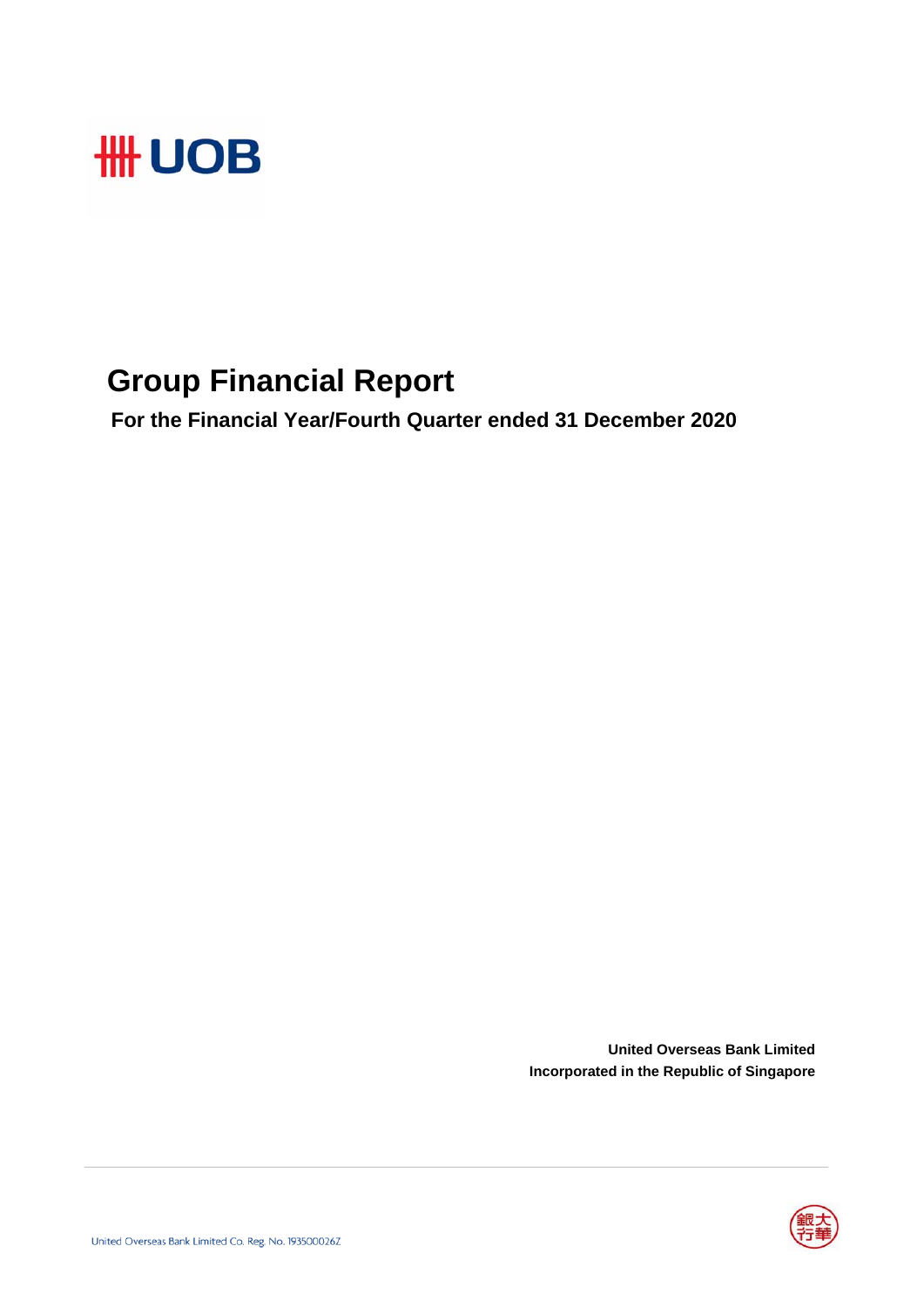# Group Financial Report

**For the Financial Year/Fourth Quarter ended 31 December 2020**

**United Overseas Bank Limited**
**Incorporated in the Republic of Singapore**

United Overseas Bank Limited Co. Reg. No. 193500026Z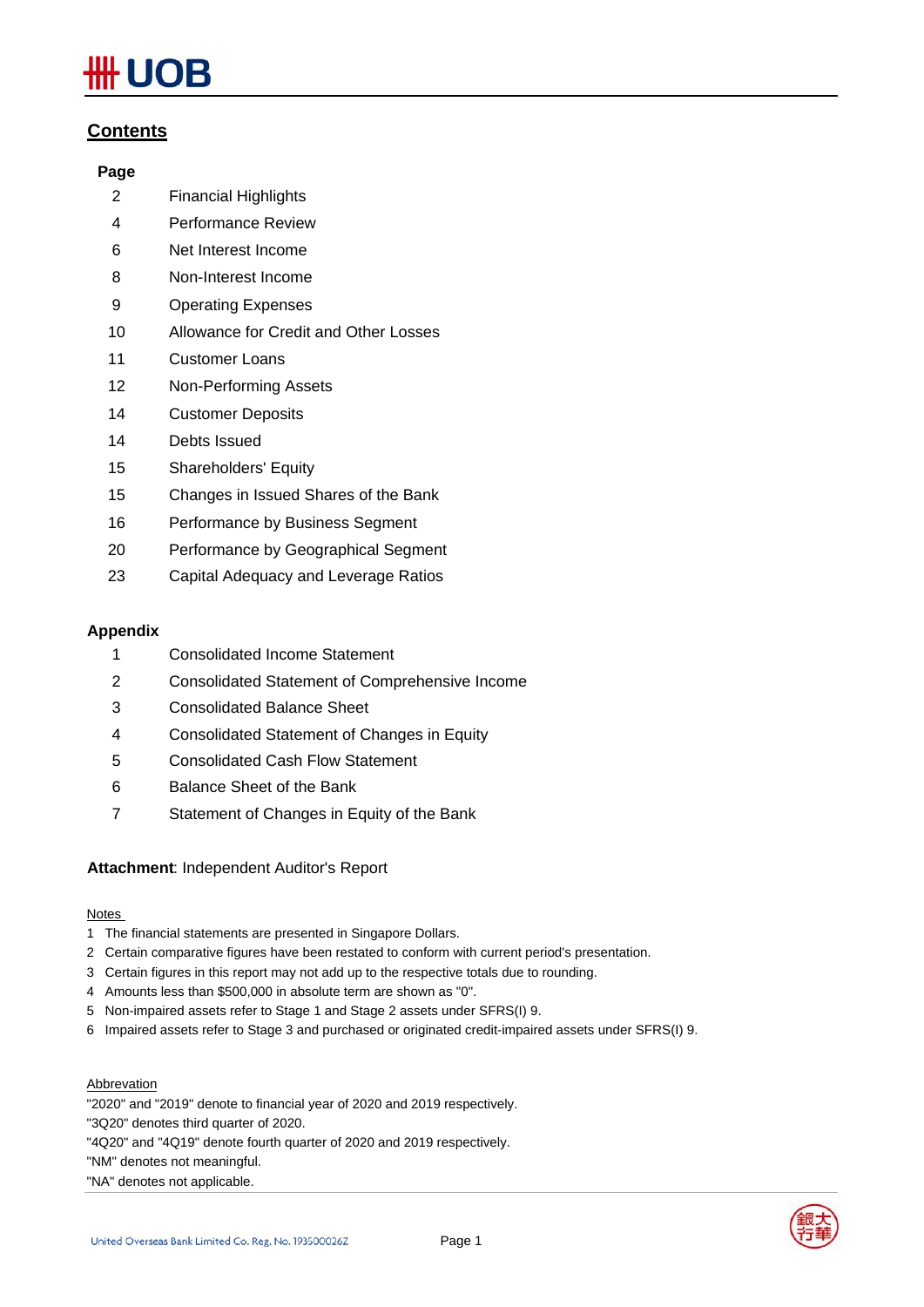## Contents

| Page | |
|---|---|
| 2 | Financial Highlights |
| 4 | Performance Review |
| 6 | Net Interest Income |
| 8 | Non-Interest Income |
| 9 | Operating Expenses |
| 10 | Allowance for Credit and Other Losses |
| 11 | Customer Loans |
| 12 | Non-Performing Assets |
| 14 | Customer Deposits |
| 14 | Debts Issued |
| 15 | Shareholders' Equity |
| 15 | Changes in Issued Shares of the Bank |
| 16 | Performance by Business Segment |
| 20 | Performance by Geographical Segment |
| 23 | Capital Adequacy and Leverage Ratios |

**Appendix**

| | |
|---|---|
| 1 | Consolidated Income Statement |
| 2 | Consolidated Statement of Comprehensive Income |
| 3 | Consolidated Balance Sheet |
| 4 | Consolidated Statement of Changes in Equity |
| 5 | Consolidated Cash Flow Statement |
| 6 | Balance Sheet of the Bank |
| 7 | Statement of Changes in Equity of the Bank |

**Attachment**: Independent Auditor's Report

Notes

1 The financial statements are presented in Singapore Dollars.
2 Certain comparative figures have been restated to conform with current period's presentation.
3 Certain figures in this report may not add up to the respective totals due to rounding.
4 Amounts less than $500,000 in absolute term are shown as "0".
5 Non-impaired assets refer to Stage 1 and Stage 2 assets under SFRS(I) 9.
6 Impaired assets refer to Stage 3 and purchased or originated credit-impaired assets under SFRS(I) 9.

Abbrevation

"2020" and "2019" denote to financial year of 2020 and 2019 respectively.
"3Q20" denotes third quarter of 2020.
"4Q20" and "4Q19" denote fourth quarter of 2020 and 2019 respectively.
"NM" denotes not meaningful.
"NA" denotes not applicable.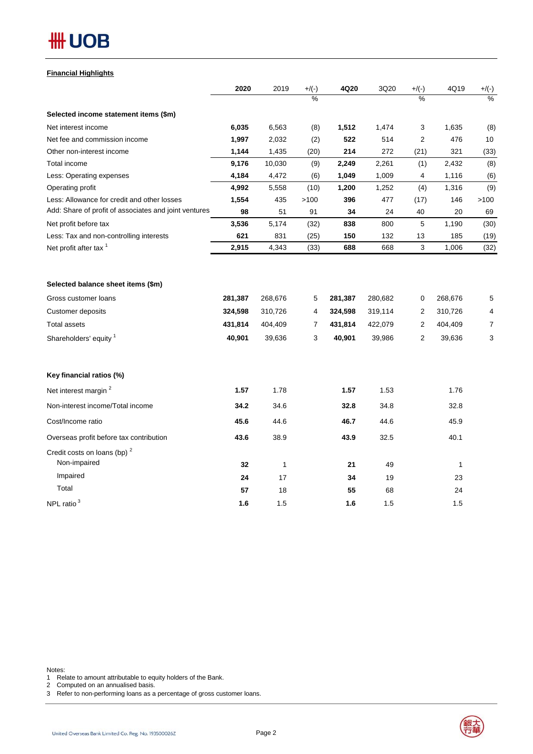## Financial Highlights

| | 2020 | 2019 | +/(-) % | 4Q20 | 3Q20 | +/(-) % | 4Q19 | +/(-) % |
|---|---|---|---|---|---|---|---|---|
| **Selected income statement items ($m)** | | | | | | | | |
| Net interest income | **6,035** | 6,563 | (8) | **1,512** | 1,474 | 3 | 1,635 | (8) |
| Net fee and commission income | **1,997** | 2,032 | (2) | **522** | 514 | 2 | 476 | 10 |
| Other non-interest income | **1,144** | 1,435 | (20) | **214** | 272 | (21) | 321 | (33) |
| Total income | **9,176** | 10,030 | (9) | **2,249** | 2,261 | (1) | 2,432 | (8) |
| Less: Operating expenses | **4,184** | 4,472 | (6) | **1,049** | 1,009 | 4 | 1,116 | (6) |
| Operating profit | **4,992** | 5,558 | (10) | **1,200** | 1,252 | (4) | 1,316 | (9) |
| Less: Allowance for credit and other losses | **1,554** | 435 | >100 | **396** | 477 | (17) | 146 | >100 |
| Add: Share of profit of associates and joint ventures | **98** | 51 | 91 | **34** | 24 | 40 | 20 | 69 |
| Net profit before tax | **3,536** | 5,174 | (32) | **838** | 800 | 5 | 1,190 | (30) |
| Less: Tax and non-controlling interests | **621** | 831 | (25) | **150** | 132 | 13 | 185 | (19) |
| Net profit after tax [1] | **2,915** | 4,343 | (33) | **688** | 668 | 3 | 1,006 | (32) |
| | | | | | | | | |
| **Selected balance sheet items ($m)** | | | | | | | | |
| Gross customer loans | **281,387** | 268,676 | 5 | **281,387** | 280,682 | 0 | 268,676 | 5 |
| Customer deposits | **324,598** | 310,726 | 4 | **324,598** | 319,114 | 2 | 310,726 | 4 |
| Total assets | **431,814** | 404,409 | 7 | **431,814** | 422,079 | 2 | 404,409 | 7 |
| Shareholders' equity [1] | **40,901** | 39,636 | 3 | **40,901** | 39,986 | 2 | 39,636 | 3 |
| | | | | | | | | |
| **Key financial ratios (%)** | | | | | | | | |
| Net interest margin [2] | **1.57** | 1.78 | | **1.57** | 1.53 | | 1.76 | |
| Non-interest income/Total income | **34.2** | 34.6 | | **32.8** | 34.8 | | 32.8 | |
| Cost/Income ratio | **45.6** | 44.6 | | **46.7** | 44.6 | | 45.9 | |
| Overseas profit before tax contribution | **43.6** | 38.9 | | **43.9** | 32.5 | | 40.1 | |
| Credit costs on loans (bp) [2] | | | | | | | | |
| Non-impaired | **32** | 1 | | **21** | 49 | | 1 | |
| Impaired | **24** | 17 | | **34** | 19 | | 23 | |
| Total | **57** | 18 | | **55** | 68 | | 24 | |
| NPL ratio [3] | **1.6** | 1.5 | | **1.6** | 1.5 | | 1.5 | |

Notes:
1 Relate to amount attributable to equity holders of the Bank.
2 Computed on an annualised basis.
3 Refer to non-performing loans as a percentage of gross customer loans.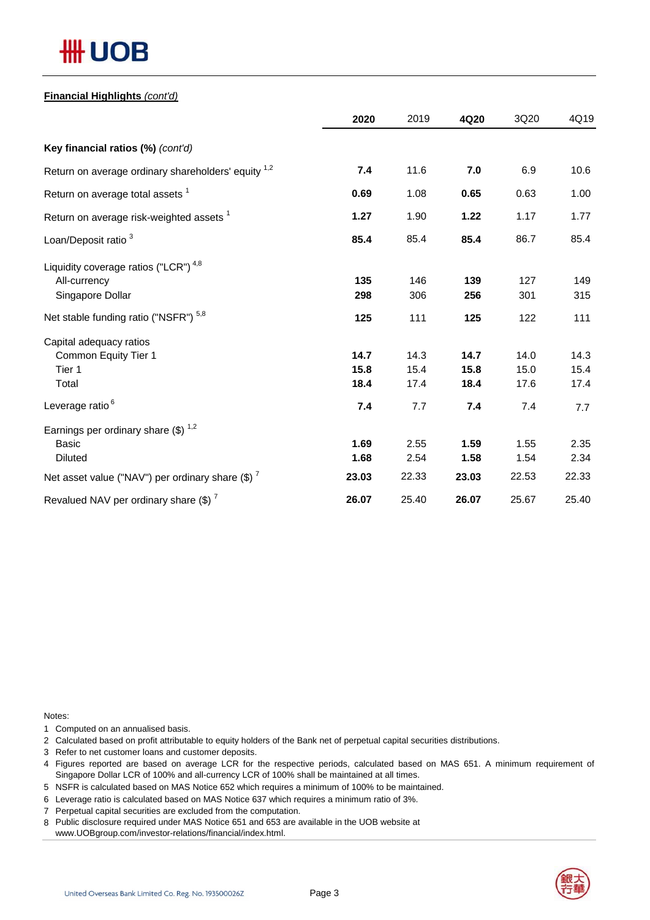**Financial Highlights** *(cont'd)*

| | **2020** | 2019 | **4Q20** | 3Q20 | 4Q19 |
|---|---|---|---|---|---|
| **Key financial ratios (%)** *(cont'd)* | | | | | |
| Return on average ordinary shareholders' equity [1,2] | **7.4** | 11.6 | **7.0** | 6.9 | 10.6 |
| Return on average total assets [1] | **0.69** | 1.08 | **0.65** | 0.63 | 1.00 |
| Return on average risk-weighted assets [1] | **1.27** | 1.90 | **1.22** | 1.17 | 1.77 |
| Loan/Deposit ratio [3] | **85.4** | 85.4 | **85.4** | 86.7 | 85.4 |
| Liquidity coverage ratios ("LCR") [4,8] | | | | | |
| All-currency | **135** | 146 | **139** | 127 | 149 |
| Singapore Dollar | **298** | 306 | **256** | 301 | 315 |
| Net stable funding ratio ("NSFR") [5,8] | **125** | 111 | **125** | 122 | 111 |
| Capital adequacy ratios | | | | | |
| Common Equity Tier 1 | **14.7** | 14.3 | **14.7** | 14.0 | 14.3 |
| Tier 1 | **15.8** | 15.4 | **15.8** | 15.0 | 15.4 |
| Total | **18.4** | 17.4 | **18.4** | 17.6 | 17.4 |
| Leverage ratio [6] | **7.4** | 7.7 | **7.4** | 7.4 | 7.7 |
| Earnings per ordinary share ($) [1,2] | | | | | |
| Basic | **1.69** | 2.55 | **1.59** | 1.55 | 2.35 |
| Diluted | **1.68** | 2.54 | **1.58** | 1.54 | 2.34 |
| Net asset value ("NAV") per ordinary share ($) [7] | **23.03** | 22.33 | **23.03** | 22.53 | 22.33 |
| Revalued NAV per ordinary share ($) [7] | **26.07** | 25.40 | **26.07** | 25.67 | 25.40 |

Notes:

1 Computed on an annualised basis.

2 Calculated based on profit attributable to equity holders of the Bank net of perpetual capital securities distributions.

3 Refer to net customer loans and customer deposits.

4 Figures reported are based on average LCR for the respective periods, calculated based on MAS 651. A minimum requirement of Singapore Dollar LCR of 100% and all-currency LCR of 100% shall be maintained at all times.

5 NSFR is calculated based on MAS Notice 652 which requires a minimum of 100% to be maintained.

6 Leverage ratio is calculated based on MAS Notice 637 which requires a minimum ratio of 3%.

7 Perpetual capital securities are excluded from the computation.

8 Public disclosure required under MAS Notice 651 and 653 are available in the UOB website at www.UOBgroup.com/investor-relations/financial/index.html.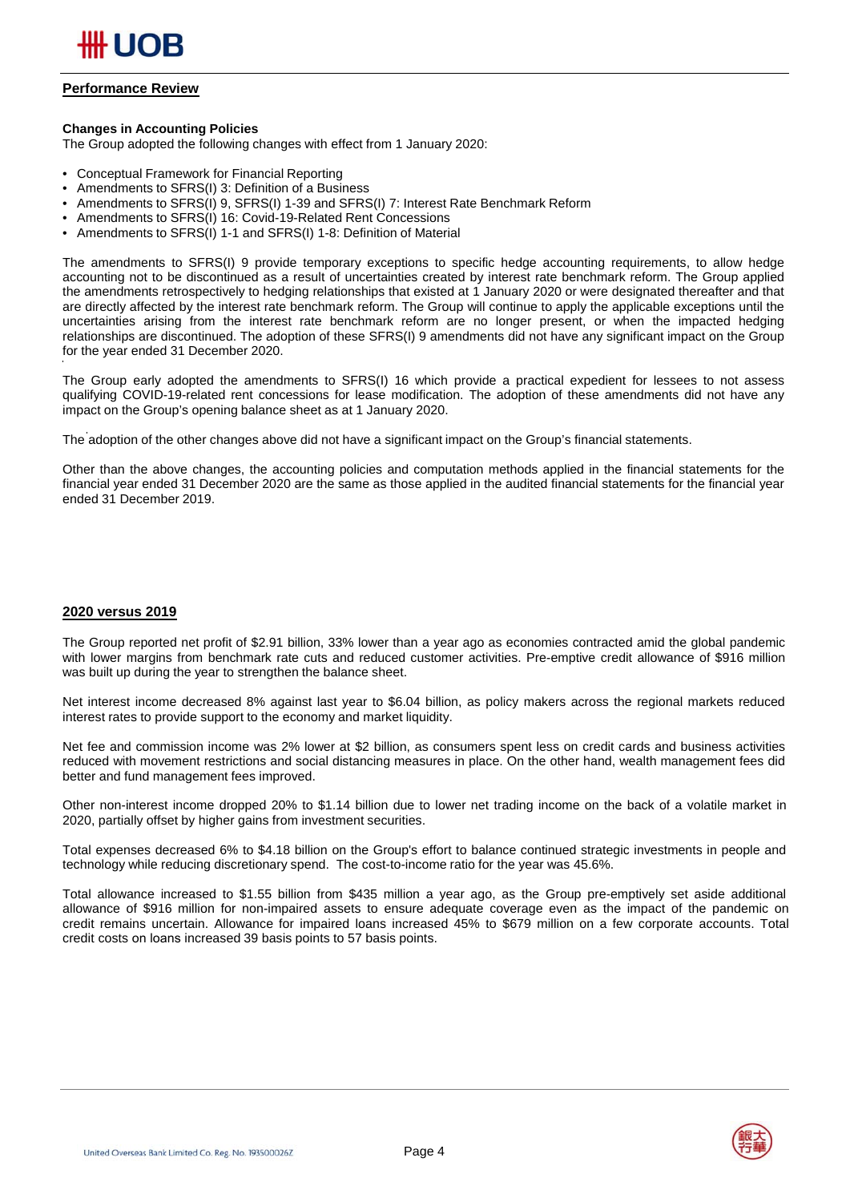## Performance Review

**Changes in Accounting Policies**

The Group adopted the following changes with effect from 1 January 2020:

- Conceptual Framework for Financial Reporting
- Amendments to SFRS(I) 3: Definition of a Business
- Amendments to SFRS(I) 9, SFRS(I) 1-39 and SFRS(I) 7: Interest Rate Benchmark Reform
- Amendments to SFRS(I) 16: Covid-19-Related Rent Concessions
- Amendments to SFRS(I) 1-1 and SFRS(I) 1-8: Definition of Material

The amendments to SFRS(I) 9 provide temporary exceptions to specific hedge accounting requirements, to allow hedge accounting not to be discontinued as a result of uncertainties created by interest rate benchmark reform. The Group applied the amendments retrospectively to hedging relationships that existed at 1 January 2020 or were designated thereafter and that are directly affected by the interest rate benchmark reform. The Group will continue to apply the applicable exceptions until the uncertainties arising from the interest rate benchmark reform are no longer present, or when the impacted hedging relationships are discontinued. The adoption of these SFRS(I) 9 amendments did not have any significant impact on the Group for the year ended 31 December 2020.

The Group early adopted the amendments to SFRS(I) 16 which provide a practical expedient for lessees to not assess qualifying COVID-19-related rent concessions for lease modification. The adoption of these amendments did not have any impact on the Group's opening balance sheet as at 1 January 2020.

The adoption of the other changes above did not have a significant impact on the Group's financial statements.

Other than the above changes, the accounting policies and computation methods applied in the financial statements for the financial year ended 31 December 2020 are the same as those applied in the audited financial statements for the financial year ended 31 December 2019.

## 2020 versus 2019

The Group reported net profit of $2.91 billion, 33% lower than a year ago as economies contracted amid the global pandemic with lower margins from benchmark rate cuts and reduced customer activities. Pre-emptive credit allowance of $916 million was built up during the year to strengthen the balance sheet.

Net interest income decreased 8% against last year to $6.04 billion, as policy makers across the regional markets reduced interest rates to provide support to the economy and market liquidity.

Net fee and commission income was 2% lower at $2 billion, as consumers spent less on credit cards and business activities reduced with movement restrictions and social distancing measures in place. On the other hand, wealth management fees did better and fund management fees improved.

Other non-interest income dropped 20% to $1.14 billion due to lower net trading income on the back of a volatile market in 2020, partially offset by higher gains from investment securities.

Total expenses decreased 6% to $4.18 billion on the Group's effort to balance continued strategic investments in people and technology while reducing discretionary spend. The cost-to-income ratio for the year was 45.6%.

Total allowance increased to $1.55 billion from $435 million a year ago, as the Group pre-emptively set aside additional allowance of $916 million for non-impaired assets to ensure adequate coverage even as the impact of the pandemic on credit remains uncertain. Allowance for impaired loans increased 45% to $679 million on a few corporate accounts. Total credit costs on loans increased 39 basis points to 57 basis points.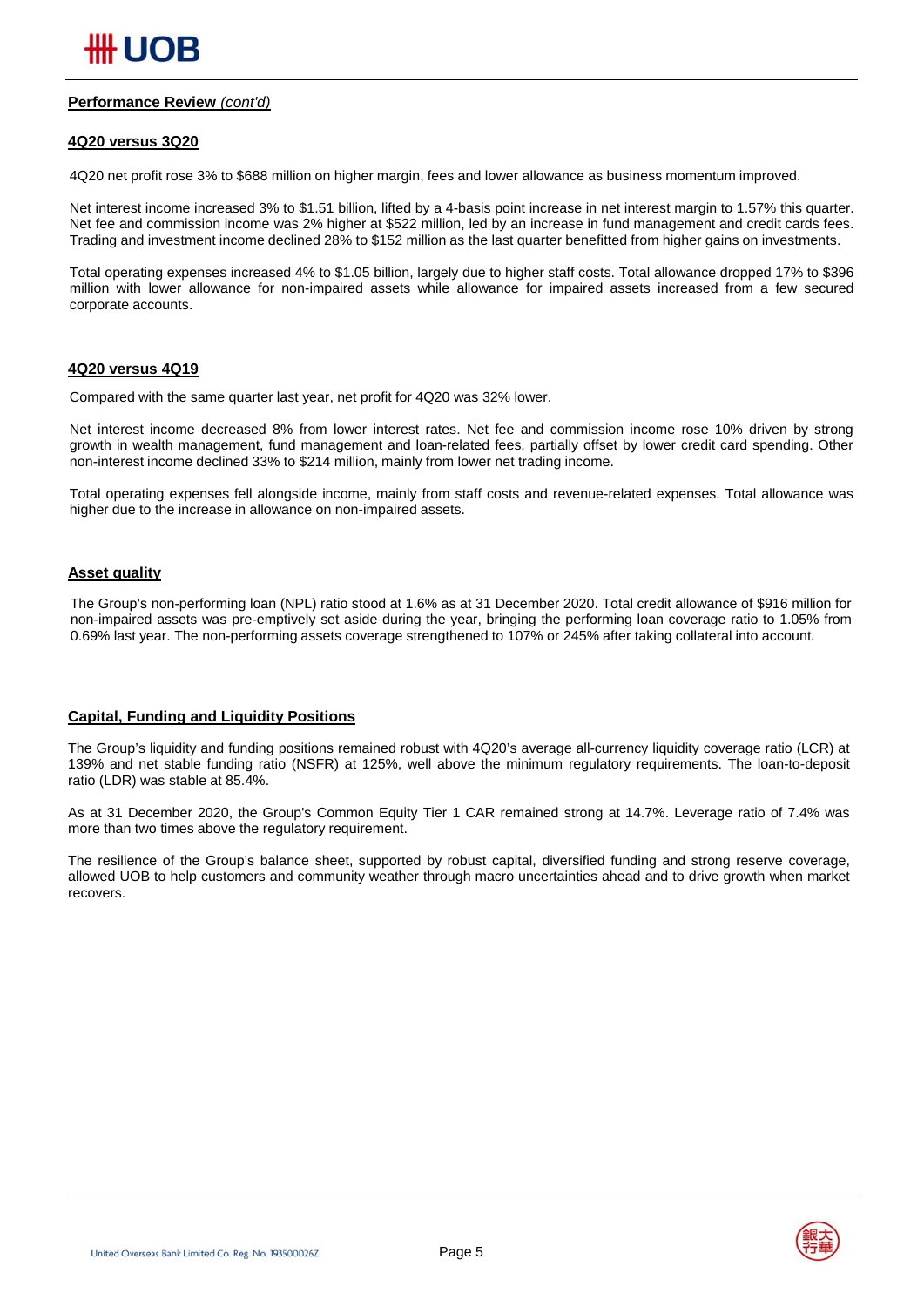**Performance Review** *(cont'd)*

**4Q20 versus 3Q20**

4Q20 net profit rose 3% to $688 million on higher margin, fees and lower allowance as business momentum improved.

Net interest income increased 3% to $1.51 billion, lifted by a 4-basis point increase in net interest margin to 1.57% this quarter. Net fee and commission income was 2% higher at $522 million, led by an increase in fund management and credit cards fees. Trading and investment income declined 28% to $152 million as the last quarter benefitted from higher gains on investments.

Total operating expenses increased 4% to $1.05 billion, largely due to higher staff costs. Total allowance dropped 17% to $396 million with lower allowance for non-impaired assets while allowance for impaired assets increased from a few secured corporate accounts.

**4Q20 versus 4Q19**

Compared with the same quarter last year, net profit for 4Q20 was 32% lower.

Net interest income decreased 8% from lower interest rates. Net fee and commission income rose 10% driven by strong growth in wealth management, fund management and loan-related fees, partially offset by lower credit card spending. Other non-interest income declined 33% to $214 million, mainly from lower net trading income.

Total operating expenses fell alongside income, mainly from staff costs and revenue-related expenses. Total allowance was higher due to the increase in allowance on non-impaired assets.

**Asset quality**

The Group's non-performing loan (NPL) ratio stood at 1.6% as at 31 December 2020. Total credit allowance of $916 million for non-impaired assets was pre-emptively set aside during the year, bringing the performing loan coverage ratio to 1.05% from 0.69% last year. The non-performing assets coverage strengthened to 107% or 245% after taking collateral into account.

**Capital, Funding and Liquidity Positions**

The Group's liquidity and funding positions remained robust with 4Q20's average all-currency liquidity coverage ratio (LCR) at 139% and net stable funding ratio (NSFR) at 125%, well above the minimum regulatory requirements. The loan-to-deposit ratio (LDR) was stable at 85.4%.

As at 31 December 2020, the Group's Common Equity Tier 1 CAR remained strong at 14.7%. Leverage ratio of 7.4% was more than two times above the regulatory requirement.

The resilience of the Group's balance sheet, supported by robust capital, diversified funding and strong reserve coverage, allowed UOB to help customers and community weather through macro uncertainties ahead and to drive growth when market recovers.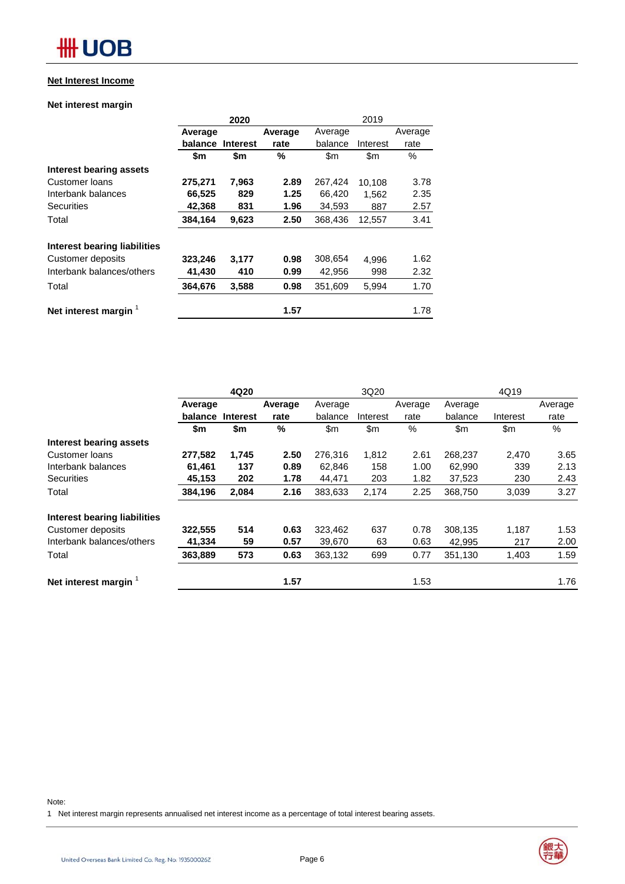## Net Interest Income

### Net interest margin

| | 2020 | | | 2019 | | |
|---|---|---|---|---|---|---|
| | **Average balance** | **Interest** | **Average rate** | Average balance | Interest | Average rate |
| | **$m** | **$m** | **%** | $m | $m | % |
| **Interest bearing assets** | | | | | | |
| Customer loans | **275,271** | **7,963** | **2.89** | 267,424 | 10,108 | 3.78 |
| Interbank balances | **66,525** | **829** | **1.25** | 66,420 | 1,562 | 2.35 |
| Securities | **42,368** | **831** | **1.96** | 34,593 | 887 | 2.57 |
| Total | **384,164** | **9,623** | **2.50** | 368,436 | 12,557 | 3.41 |
| | | | | | | |
| **Interest bearing liabilities** | | | | | | |
| Customer deposits | **323,246** | **3,177** | **0.98** | 308,654 | 4,996 | 1.62 |
| Interbank balances/others | **41,430** | **410** | **0.99** | 42,956 | 998 | 2.32 |
| Total | **364,676** | **3,588** | **0.98** | 351,609 | 5,994 | 1.70 |
| | | | | | | |
| **Net interest margin** [1] | | | **1.57** | | | 1.78 |

| | 4Q20 | | | 3Q20 | | | 4Q19 | | |
|---|---|---|---|---|---|---|---|---|---|
| | **Average balance** | **Interest** | **Average rate** | Average balance | Interest | Average rate | Average balance | Interest | Average rate |
| | **$m** | **$m** | **%** | $m | $m | % | $m | $m | % |
| **Interest bearing assets** | | | | | | | | | |
| Customer loans | **277,582** | **1,745** | **2.50** | 276,316 | 1,812 | 2.61 | 268,237 | 2,470 | 3.65 |
| Interbank balances | **61,461** | **137** | **0.89** | 62,846 | 158 | 1.00 | 62,990 | 339 | 2.13 |
| Securities | **45,153** | **202** | **1.78** | 44,471 | 203 | 1.82 | 37,523 | 230 | 2.43 |
| Total | **384,196** | **2,084** | **2.16** | 383,633 | 2,174 | 2.25 | 368,750 | 3,039 | 3.27 |
| | | | | | | | | | |
| **Interest bearing liabilities** | | | | | | | | | |
| Customer deposits | **322,555** | **514** | **0.63** | 323,462 | 637 | 0.78 | 308,135 | 1,187 | 1.53 |
| Interbank balances/others | **41,334** | **59** | **0.57** | 39,670 | 63 | 0.63 | 42,995 | 217 | 2.00 |
| Total | **363,889** | **573** | **0.63** | 363,132 | 699 | 0.77 | 351,130 | 1,403 | 1.59 |
| | | | | | | | | | |
| **Net interest margin** [1] | | | **1.57** | | | 1.53 | | | 1.76 |

Note:

1 Net interest margin represents annualised net interest income as a percentage of total interest bearing assets.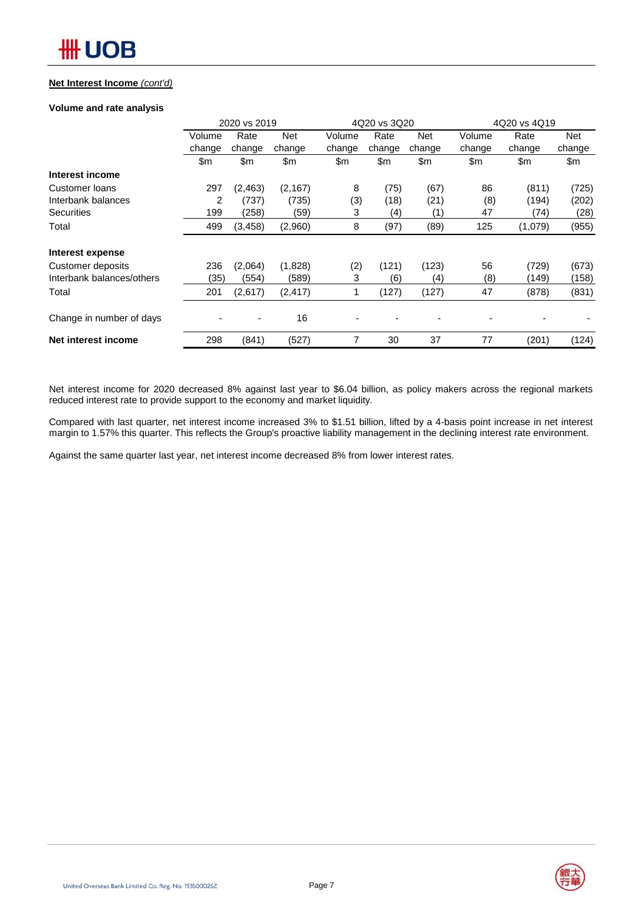**Net Interest Income** *(cont'd)*

**Volume and rate analysis**

| | 2020 vs 2019 | | | 4Q20 vs 3Q20 | | | 4Q20 vs 4Q19 | | |
|---|---|---|---|---|---|---|---|---|---|
| | Volume change | Rate change | Net change | Volume change | Rate change | Net change | Volume change | Rate change | Net change |
| | $m | $m | $m | $m | $m | $m | $m | $m | $m |
| **Interest income** | | | | | | | | | |
| Customer loans | 297 | (2,463) | (2,167) | 8 | (75) | (67) | 86 | (811) | (725) |
| Interbank balances | 2 | (737) | (735) | (3) | (18) | (21) | (8) | (194) | (202) |
| Securities | 199 | (258) | (59) | 3 | (4) | (1) | 47 | (74) | (28) |
| Total | 499 | (3,458) | (2,960) | 8 | (97) | (89) | 125 | (1,079) | (955) |
| **Interest expense** | | | | | | | | | |
| Customer deposits | 236 | (2,064) | (1,828) | (2) | (121) | (123) | 56 | (729) | (673) |
| Interbank balances/others | (35) | (554) | (589) | 3 | (6) | (4) | (8) | (149) | (158) |
| Total | 201 | (2,617) | (2,417) | 1 | (127) | (127) | 47 | (878) | (831) |
| Change in number of days | - | - | 16 | - | - | - | - | - | - |
| **Net interest income** | 298 | (841) | (527) | 7 | 30 | 37 | 77 | (201) | (124) |

Net interest income for 2020 decreased 8% against last year to $6.04 billion, as policy makers across the regional markets reduced interest rate to provide support to the economy and market liquidity.

Compared with last quarter, net interest income increased 3% to $1.51 billion, lifted by a 4-basis point increase in net interest margin to 1.57% this quarter. This reflects the Group's proactive liability management in the declining interest rate environment.

Against the same quarter last year, net interest income decreased 8% from lower interest rates.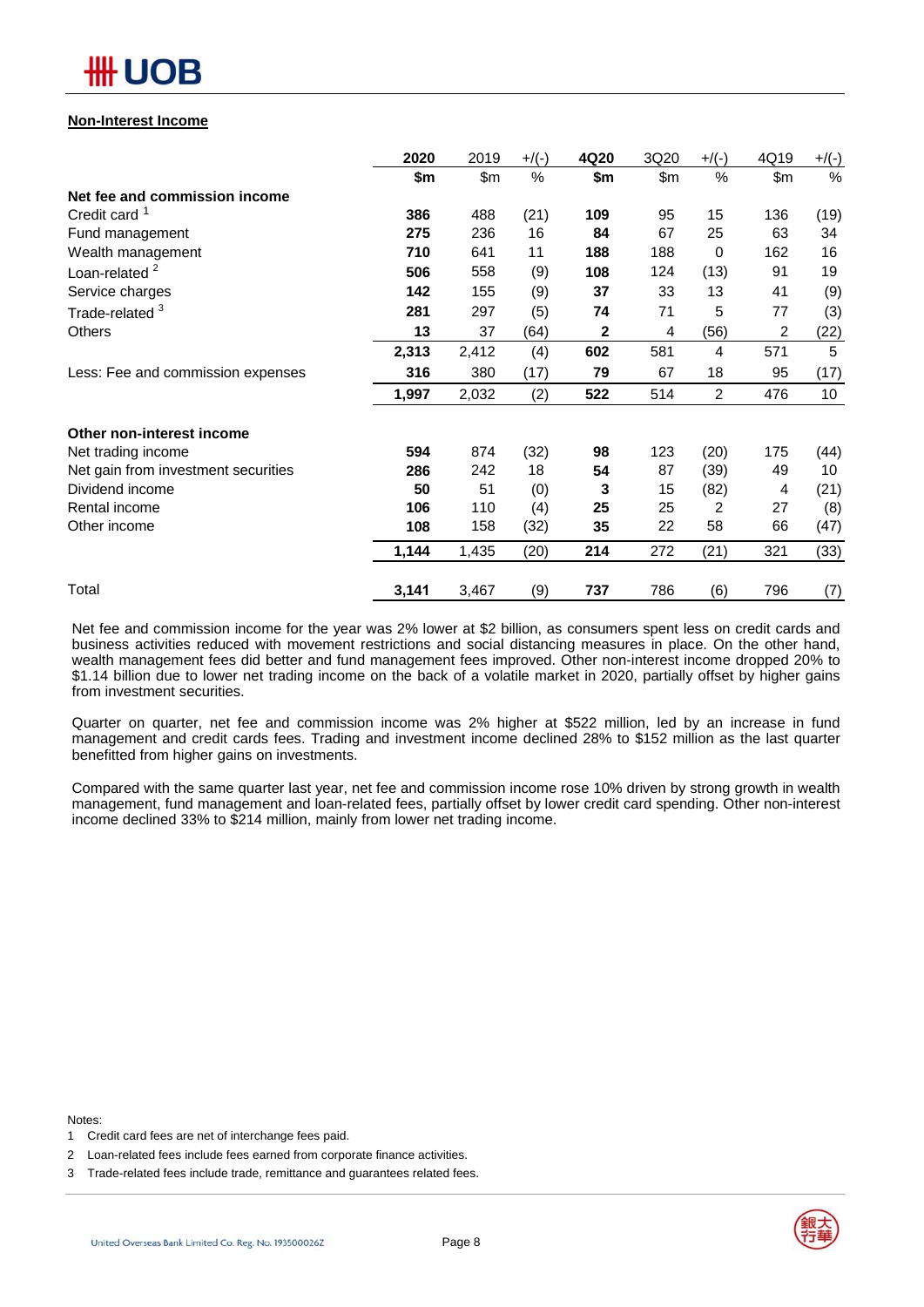## Non-Interest Income

| | 2020 | 2019 | +/(-) | 4Q20 | 3Q20 | +/(-) | 4Q19 | +/(-) |
|---|---|---|---|---|---|---|---|---|
| | **$m** | $m | % | **$m** | $m | % | $m | % |
| **Net fee and commission income** | | | | | | | | |
| Credit card [1] | **386** | 488 | (21) | **109** | 95 | 15 | 136 | (19) |
| Fund management | **275** | 236 | 16 | **84** | 67 | 25 | 63 | 34 |
| Wealth management | **710** | 641 | 11 | **188** | 188 | 0 | 162 | 16 |
| Loan-related [2] | **506** | 558 | (9) | **108** | 124 | (13) | 91 | 19 |
| Service charges | **142** | 155 | (9) | **37** | 33 | 13 | 41 | (9) |
| Trade-related [3] | **281** | 297 | (5) | **74** | 71 | 5 | 77 | (3) |
| Others | **13** | 37 | (64) | **2** | 4 | (56) | 2 | (22) |
| | **2,313** | 2,412 | (4) | **602** | 581 | 4 | 571 | 5 |
| Less: Fee and commission expenses | **316** | 380 | (17) | **79** | 67 | 18 | 95 | (17) |
| | **1,997** | 2,032 | (2) | **522** | 514 | 2 | 476 | 10 |
| **Other non-interest income** | | | | | | | | |
| Net trading income | **594** | 874 | (32) | **98** | 123 | (20) | 175 | (44) |
| Net gain from investment securities | **286** | 242 | 18 | **54** | 87 | (39) | 49 | 10 |
| Dividend income | **50** | 51 | (0) | **3** | 15 | (82) | 4 | (21) |
| Rental income | **106** | 110 | (4) | **25** | 25 | 2 | 27 | (8) |
| Other income | **108** | 158 | (32) | **35** | 22 | 58 | 66 | (47) |
| | **1,144** | 1,435 | (20) | **214** | 272 | (21) | 321 | (33) |
| Total | **3,141** | 3,467 | (9) | **737** | 786 | (6) | 796 | (7) |

Net fee and commission income for the year was 2% lower at $2 billion, as consumers spent less on credit cards and business activities reduced with movement restrictions and social distancing measures in place. On the other hand, wealth management fees did better and fund management fees improved. Other non-interest income dropped 20% to $1.14 billion due to lower net trading income on the back of a volatile market in 2020, partially offset by higher gains from investment securities.

Quarter on quarter, net fee and commission income was 2% higher at $522 million, led by an increase in fund management and credit cards fees. Trading and investment income declined 28% to $152 million as the last quarter benefitted from higher gains on investments.

Compared with the same quarter last year, net fee and commission income rose 10% driven by strong growth in wealth management, fund management and loan-related fees, partially offset by lower credit card spending. Other non-interest income declined 33% to $214 million, mainly from lower net trading income.

Notes:

1 Credit card fees are net of interchange fees paid.

2 Loan-related fees include fees earned from corporate finance activities.

3 Trade-related fees include trade, remittance and guarantees related fees.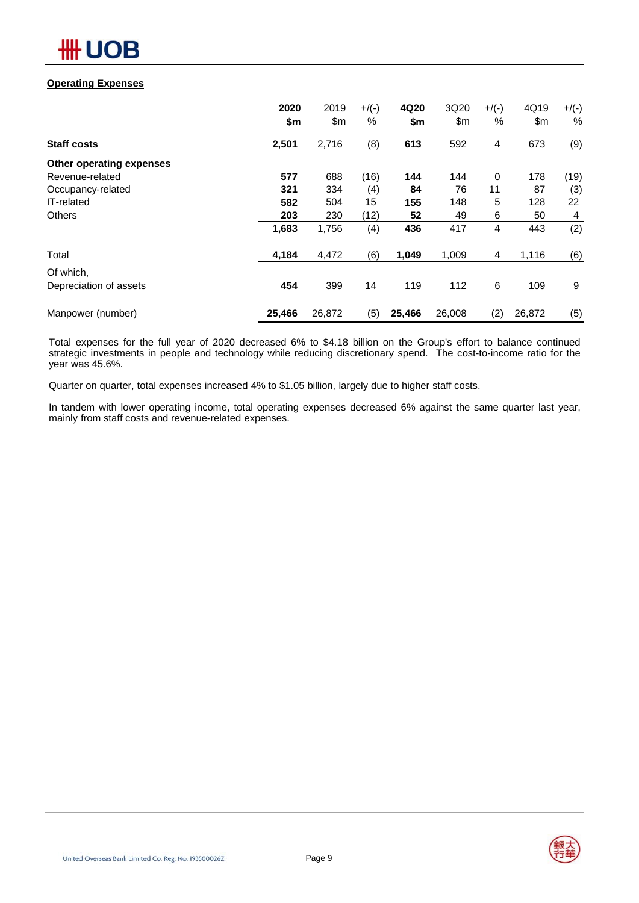## Operating Expenses

| | 2020 | 2019 | +/(-) | 4Q20 | 3Q20 | +/(-) | 4Q19 | +/(-) |
|---|---|---|---|---|---|---|---|---|
| | **$m** | $m | % | **$m** | $m | % | $m | % |
| **Staff costs** | **2,501** | 2,716 | (8) | **613** | 592 | 4 | 673 | (9) |
| **Other operating expenses** | | | | | | | | |
| Revenue-related | **577** | 688 | (16) | **144** | 144 | 0 | 178 | (19) |
| Occupancy-related | **321** | 334 | (4) | **84** | 76 | 11 | 87 | (3) |
| IT-related | **582** | 504 | 15 | **155** | 148 | 5 | 128 | 22 |
| Others | **203** | 230 | (12) | **52** | 49 | 6 | 50 | 4 |
| | **1,683** | 1,756 | (4) | **436** | 417 | 4 | 443 | (2) |
| Total | **4,184** | 4,472 | (6) | **1,049** | 1,009 | 4 | 1,116 | (6) |
| Of which, Depreciation of assets | **454** | 399 | 14 | **119** | 112 | 6 | 109 | 9 |
| Manpower (number) | **25,466** | 26,872 | (5) | **25,466** | 26,008 | (2) | 26,872 | (5) |

Total expenses for the full year of 2020 decreased 6% to $4.18 billion on the Group's effort to balance continued strategic investments in people and technology while reducing discretionary spend. The cost-to-income ratio for the year was 45.6%.

Quarter on quarter, total expenses increased 4% to $1.05 billion, largely due to higher staff costs.

In tandem with lower operating income, total operating expenses decreased 6% against the same quarter last year, mainly from staff costs and revenue-related expenses.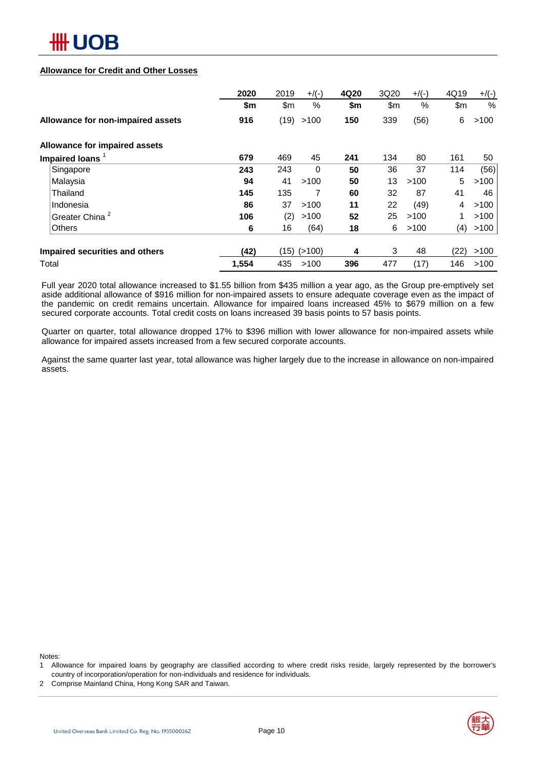## Allowance for Credit and Other Losses

| | 2020 | 2019 | +/(-) | 4Q20 | 3Q20 | +/(-) | 4Q19 | +/(-) |
|---|---|---|---|---|---|---|---|---|
| | $m | $m | % | $m | $m | % | $m | % |
| **Allowance for non-impaired assets** | **916** | (19) | >100 | **150** | 339 | (56) | 6 | >100 |
| **Allowance for impaired assets** | | | | | | | | |
| **Impaired loans** [1] | **679** | 469 | 45 | **241** | 134 | 80 | 161 | 50 |
| Singapore | **243** | 243 | 0 | **50** | 36 | 37 | 114 | (56) |
| Malaysia | **94** | 41 | >100 | **50** | 13 | >100 | 5 | >100 |
| Thailand | **145** | 135 | 7 | **60** | 32 | 87 | 41 | 46 |
| Indonesia | **86** | 37 | >100 | **11** | 22 | (49) | 4 | >100 |
| Greater China [2] | **106** | (2) | >100 | **52** | 25 | >100 | 1 | >100 |
| Others | **6** | 16 | (64) | **18** | 6 | >100 | (4) | >100 |
| **Impaired securities and others** | **(42)** | (15) | (>100) | **4** | 3 | 48 | (22) | >100 |
| Total | **1,554** | 435 | >100 | **396** | 477 | (17) | 146 | >100 |

Full year 2020 total allowance increased to $1.55 billion from $435 million a year ago, as the Group pre-emptively set aside additional allowance of $916 million for non-impaired assets to ensure adequate coverage even as the impact of the pandemic on credit remains uncertain. Allowance for impaired loans increased 45% to $679 million on a few secured corporate accounts. Total credit costs on loans increased 39 basis points to 57 basis points.

Quarter on quarter, total allowance dropped 17% to $396 million with lower allowance for non-impaired assets while allowance for impaired assets increased from a few secured corporate accounts.

Against the same quarter last year, total allowance was higher largely due to the increase in allowance on non-impaired assets.

Notes:

1 Allowance for impaired loans by geography are classified according to where credit risks reside, largely represented by the borrower's country of incorporation/operation for non-individuals and residence for individuals.

2 Comprise Mainland China, Hong Kong SAR and Taiwan.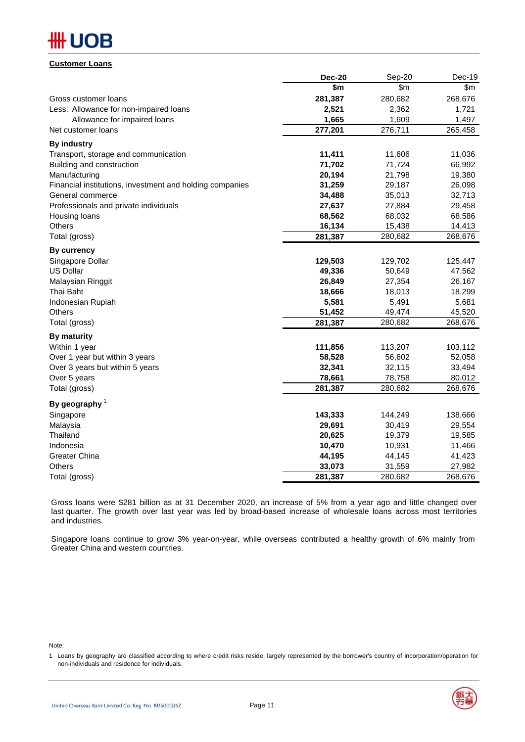## Customer Loans

| | Dec-20 | Sep-20 | Dec-19 |
|---|---|---|---|
| | $m | $m | $m |
| Gross customer loans | **281,387** | 280,682 | 268,676 |
| Less: Allowance for non-impaired loans | **2,521** | 2,362 | 1,721 |
| Allowance for impaired loans | **1,665** | 1,609 | 1,497 |
| Net customer loans | **277,201** | 276,711 | 265,458 |
| **By industry** | | | |
| Transport, storage and communication | **11,411** | 11,606 | 11,036 |
| Building and construction | **71,702** | 71,724 | 66,992 |
| Manufacturing | **20,194** | 21,798 | 19,380 |
| Financial institutions, investment and holding companies | **31,259** | 29,187 | 26,098 |
| General commerce | **34,488** | 35,013 | 32,713 |
| Professionals and private individuals | **27,637** | 27,884 | 29,458 |
| Housing loans | **68,562** | 68,032 | 68,586 |
| Others | **16,134** | 15,438 | 14,413 |
| Total (gross) | **281,387** | 280,682 | 268,676 |
| **By currency** | | | |
| Singapore Dollar | **129,503** | 129,702 | 125,447 |
| US Dollar | **49,336** | 50,649 | 47,562 |
| Malaysian Ringgit | **26,849** | 27,354 | 26,167 |
| Thai Baht | **18,666** | 18,013 | 18,299 |
| Indonesian Rupiah | **5,581** | 5,491 | 5,681 |
| Others | **51,452** | 49,474 | 45,520 |
| Total (gross) | **281,387** | 280,682 | 268,676 |
| **By maturity** | | | |
| Within 1 year | **111,856** | 113,207 | 103,112 |
| Over 1 year but within 3 years | **58,528** | 56,602 | 52,058 |
| Over 3 years but within 5 years | **32,341** | 32,115 | 33,494 |
| Over 5 years | **78,661** | 78,758 | 80,012 |
| Total (gross) | **281,387** | 280,682 | 268,676 |
| **By geography** [1] | | | |
| Singapore | **143,333** | 144,249 | 138,666 |
| Malaysia | **29,691** | 30,419 | 29,554 |
| Thailand | **20,625** | 19,379 | 19,585 |
| Indonesia | **10,470** | 10,931 | 11,466 |
| Greater China | **44,195** | 44,145 | 41,423 |
| Others | **33,073** | 31,559 | 27,982 |
| Total (gross) | **281,387** | 280,682 | 268,676 |

Gross loans were $281 billion as at 31 December 2020, an increase of 5% from a year ago and little changed over last quarter. The growth over last year was led by broad-based increase of wholesale loans across most territories and industries.

Singapore loans continue to grow 3% year-on-year, while overseas contributed a healthy growth of 6% mainly from Greater China and western countries.

Note:

1 Loans by geography are classified according to where credit risks reside, largely represented by the borrower's country of incorporation/operation for non-individuals and residence for individuals.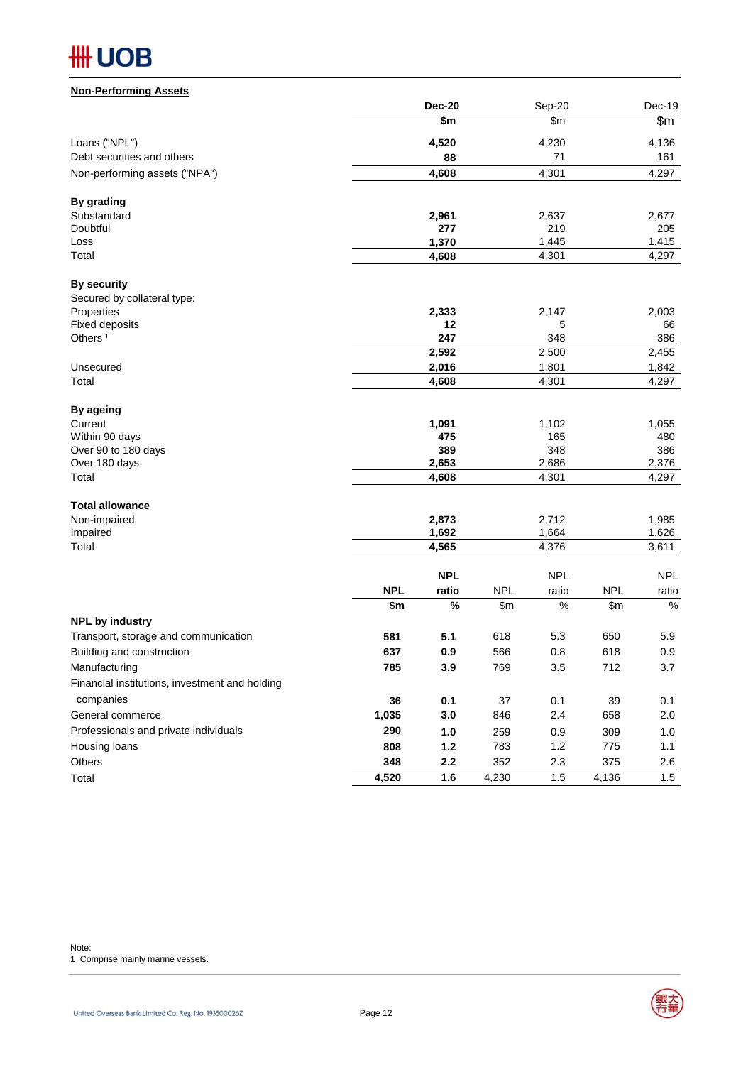## Non-Performing Assets

| | Dec-20 | Sep-20 | Dec-19 |
|---|---|---|---|
| | $m | $m | $m |
| Loans ("NPL") | **4,520** | 4,230 | 4,136 |
| Debt securities and others | **88** | 71 | 161 |
| Non-performing assets ("NPA") | **4,608** | 4,301 | 4,297 |
| **By grading** | | | |
| Substandard | **2,961** | 2,637 | 2,677 |
| Doubtful | **277** | 219 | 205 |
| Loss | **1,370** | 1,445 | 1,415 |
| Total | **4,608** | 4,301 | 4,297 |
| **By security** | | | |
| Secured by collateral type: | | | |
| Properties | **2,333** | 2,147 | 2,003 |
| Fixed deposits | **12** | 5 | 66 |
| Others [1] | **247** | 348 | 386 |
| | **2,592** | 2,500 | 2,455 |
| Unsecured | **2,016** | 1,801 | 1,842 |
| Total | **4,608** | 4,301 | 4,297 |
| **By ageing** | | | |
| Current | **1,091** | 1,102 | 1,055 |
| Within 90 days | **475** | 165 | 480 |
| Over 90 to 180 days | **389** | 348 | 386 |
| Over 180 days | **2,653** | 2,686 | 2,376 |
| Total | **4,608** | 4,301 | 4,297 |
| **Total allowance** | | | |
| Non-impaired | **2,873** | 2,712 | 1,985 |
| Impaired | **1,692** | 1,664 | 1,626 |
| Total | **4,565** | 4,376 | 3,611 |

| | Dec-20 | | Sep-20 | | Dec-19 | |
|---|---|---|---|---|---|---|
| | **NPL** | **NPL ratio** | NPL | NPL ratio | NPL | NPL ratio |
| | **$m** | **%** | $m | % | $m | % |
| **NPL by industry** | | | | | | |
| Transport, storage and communication | **581** | **5.1** | 618 | 5.3 | 650 | 5.9 |
| Building and construction | **637** | **0.9** | 566 | 0.8 | 618 | 0.9 |
| Manufacturing | **785** | **3.9** | 769 | 3.5 | 712 | 3.7 |
| Financial institutions, investment and holding companies | **36** | **0.1** | 37 | 0.1 | 39 | 0.1 |
| General commerce | **1,035** | **3.0** | 846 | 2.4 | 658 | 2.0 |
| Professionals and private individuals | **290** | **1.0** | 259 | 0.9 | 309 | 1.0 |
| Housing loans | **808** | **1.2** | 783 | 1.2 | 775 | 1.1 |
| Others | **348** | **2.2** | 352 | 2.3 | 375 | 2.6 |
| Total | **4,520** | **1.6** | 4,230 | 1.5 | 4,136 | 1.5 |

Note:
1 Comprise mainly marine vessels.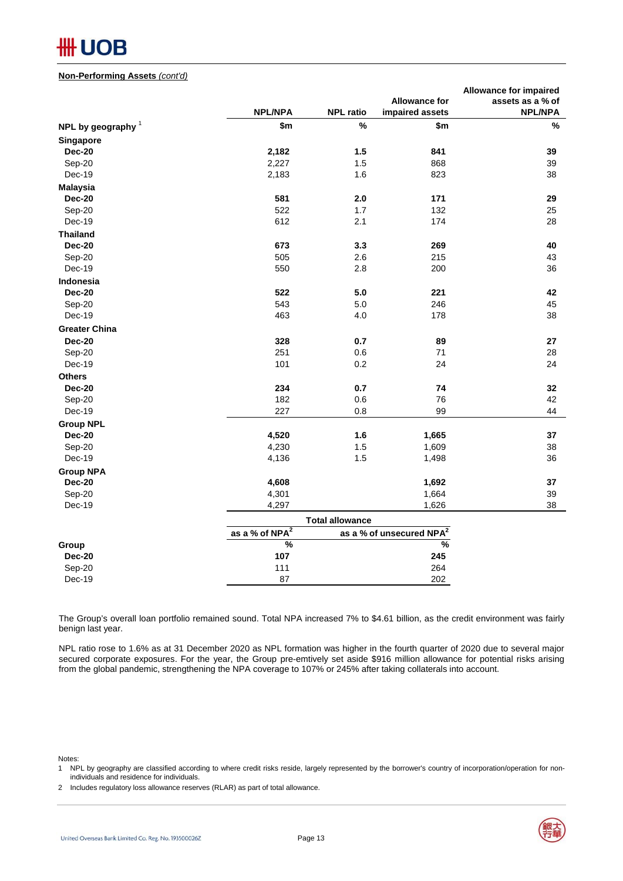**Non-Performing Assets** *(cont'd)*

| NPL by geography [1] | NPL/NPA | NPL ratio | Allowance for impaired assets | Allowance for impaired assets as a % of NPL/NPA |
|---|---|---|---|---|
| | $m | % | $m | % |
| **Singapore** | | | | |
| **Dec-20** | **2,182** | **1.5** | **841** | **39** |
| Sep-20 | 2,227 | 1.5 | 868 | 39 |
| Dec-19 | 2,183 | 1.6 | 823 | 38 |
| **Malaysia** | | | | |
| **Dec-20** | **581** | **2.0** | **171** | **29** |
| Sep-20 | 522 | 1.7 | 132 | 25 |
| Dec-19 | 612 | 2.1 | 174 | 28 |
| **Thailand** | | | | |
| **Dec-20** | **673** | **3.3** | **269** | **40** |
| Sep-20 | 505 | 2.6 | 215 | 43 |
| Dec-19 | 550 | 2.8 | 200 | 36 |
| **Indonesia** | | | | |
| **Dec-20** | **522** | **5.0** | **221** | **42** |
| Sep-20 | 543 | 5.0 | 246 | 45 |
| Dec-19 | 463 | 4.0 | 178 | 38 |
| **Greater China** | | | | |
| **Dec-20** | **328** | **0.7** | **89** | **27** |
| Sep-20 | 251 | 0.6 | 71 | 28 |
| Dec-19 | 101 | 0.2 | 24 | 24 |
| **Others** | | | | |
| **Dec-20** | **234** | **0.7** | **74** | **32** |
| Sep-20 | 182 | 0.6 | 76 | 42 |
| Dec-19 | 227 | 0.8 | 99 | 44 |
| **Group NPL** | | | | |
| **Dec-20** | **4,520** | **1.6** | **1,665** | **37** |
| Sep-20 | 4,230 | 1.5 | 1,609 | 38 |
| Dec-19 | 4,136 | 1.5 | 1,498 | 36 |
| **Group NPA** | | | | |
| **Dec-20** | **4,608** | | **1,692** | **37** |
| Sep-20 | 4,301 | | 1,664 | 39 |
| Dec-19 | 4,297 | | 1,626 | 38 |

| | Total allowance | |
|---|---|---|
| | as a % of NPA[2] | as a % of unsecured NPA[2] |
| **Group** | % | % |
| **Dec-20** | **107** | **245** |
| Sep-20 | 111 | 264 |
| Dec-19 | 87 | 202 |

The Group's overall loan portfolio remained sound. Total NPA increased 7% to $4.61 billion, as the credit environment was fairly benign last year.

NPL ratio rose to 1.6% as at 31 December 2020 as NPL formation was higher in the fourth quarter of 2020 due to several major secured corporate exposures. For the year, the Group pre-emtively set aside $916 million allowance for potential risks arising from the global pandemic, strengthening the NPA coverage to 107% or 245% after taking collaterals into account.

Notes:

1 NPL by geography are classified according to where credit risks reside, largely represented by the borrower's country of incorporation/operation for non-individuals and residence for individuals.

2 Includes regulatory loss allowance reserves (RLAR) as part of total allowance.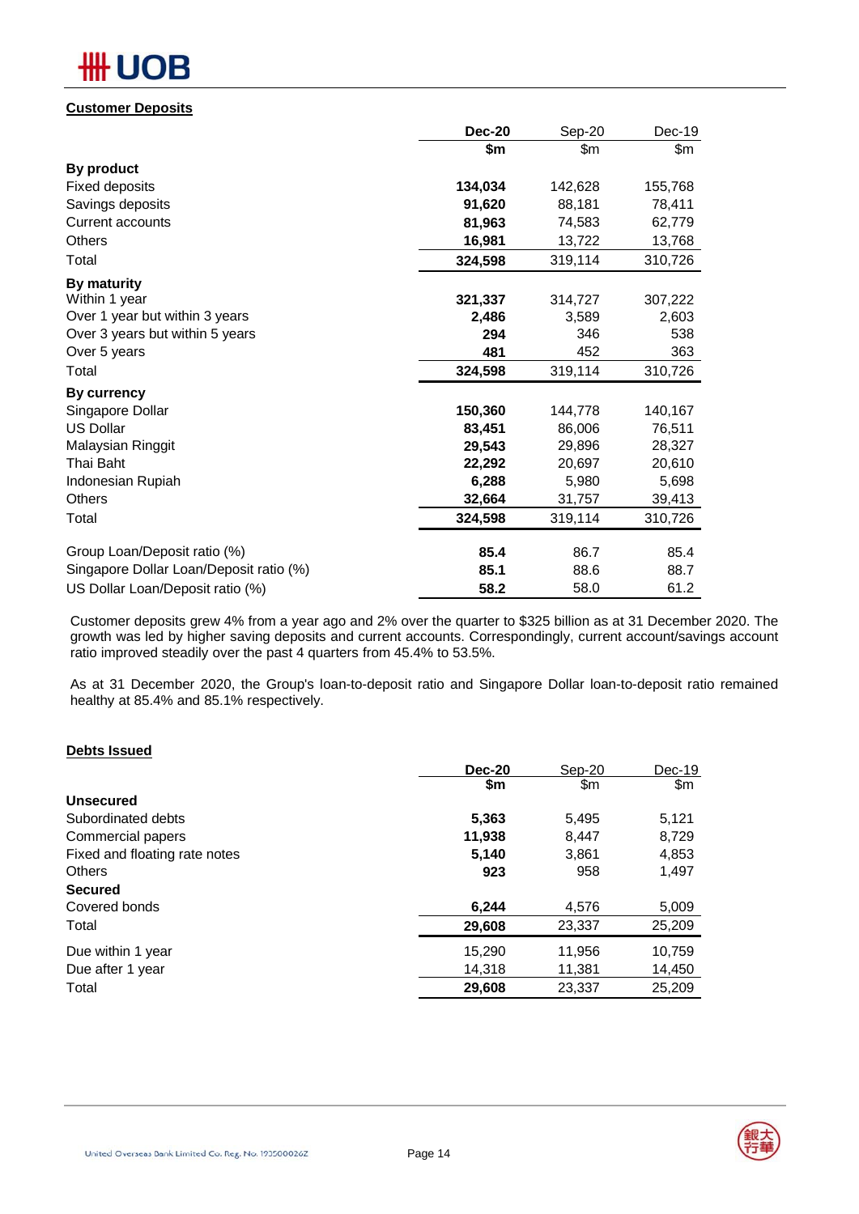## Customer Deposits

| | Dec-20 | Sep-20 | Dec-19 |
|---|---|---|---|
| | $m | $m | $m |
| **By product** | | | |
| Fixed deposits | **134,034** | 142,628 | 155,768 |
| Savings deposits | **91,620** | 88,181 | 78,411 |
| Current accounts | **81,963** | 74,583 | 62,779 |
| Others | **16,981** | 13,722 | 13,768 |
| Total | **324,598** | 319,114 | 310,726 |
| **By maturity** | | | |
| Within 1 year | **321,337** | 314,727 | 307,222 |
| Over 1 year but within 3 years | **2,486** | 3,589 | 2,603 |
| Over 3 years but within 5 years | **294** | 346 | 538 |
| Over 5 years | **481** | 452 | 363 |
| Total | **324,598** | 319,114 | 310,726 |
| **By currency** | | | |
| Singapore Dollar | **150,360** | 144,778 | 140,167 |
| US Dollar | **83,451** | 86,006 | 76,511 |
| Malaysian Ringgit | **29,543** | 29,896 | 28,327 |
| Thai Baht | **22,292** | 20,697 | 20,610 |
| Indonesian Rupiah | **6,288** | 5,980 | 5,698 |
| Others | **32,664** | 31,757 | 39,413 |
| Total | **324,598** | 319,114 | 310,726 |
| Group Loan/Deposit ratio (%) | **85.4** | 86.7 | 85.4 |
| Singapore Dollar Loan/Deposit ratio (%) | **85.1** | 88.6 | 88.7 |
| US Dollar Loan/Deposit ratio (%) | **58.2** | 58.0 | 61.2 |

Customer deposits grew 4% from a year ago and 2% over the quarter to $325 billion as at 31 December 2020. The growth was led by higher saving deposits and current accounts. Correspondingly, current account/savings account ratio improved steadily over the past 4 quarters from 45.4% to 53.5%.

As at 31 December 2020, the Group's loan-to-deposit ratio and Singapore Dollar loan-to-deposit ratio remained healthy at 85.4% and 85.1% respectively.

## Debts Issued

| | Dec-20 | Sep-20 | Dec-19 |
|---|---|---|---|
| | $m | $m | $m |
| **Unsecured** | | | |
| Subordinated debts | **5,363** | 5,495 | 5,121 |
| Commercial papers | **11,938** | 8,447 | 8,729 |
| Fixed and floating rate notes | **5,140** | 3,861 | 4,853 |
| Others | **923** | 958 | 1,497 |
| **Secured** | | | |
| Covered bonds | **6,244** | 4,576 | 5,009 |
| Total | **29,608** | 23,337 | 25,209 |
| Due within 1 year | 15,290 | 11,956 | 10,759 |
| Due after 1 year | 14,318 | 11,381 | 14,450 |
| Total | **29,608** | 23,337 | 25,209 |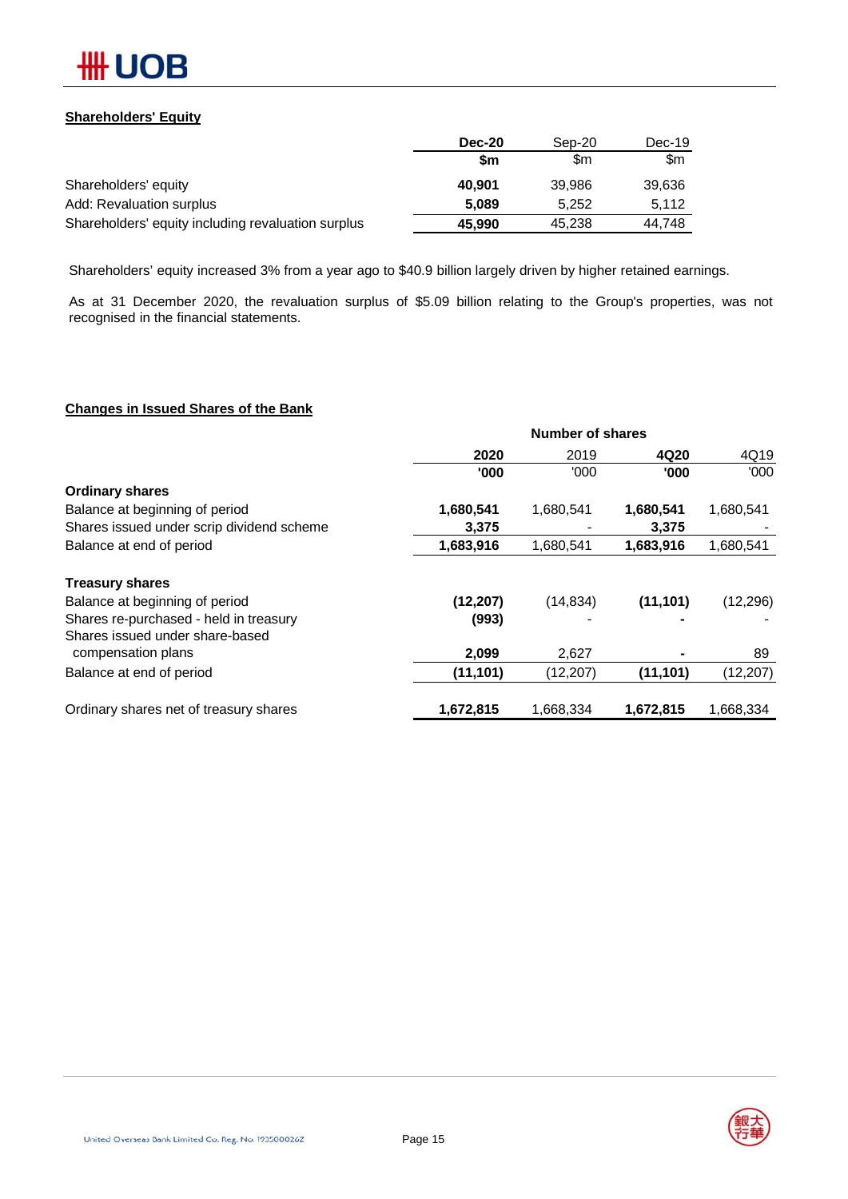## Shareholders' Equity

| | Dec-20 | Sep-20 | Dec-19 |
|---|---|---|---|
| | $m | $m | $m |
| Shareholders' equity | 40,901 | 39,986 | 39,636 |
| Add: Revaluation surplus | 5,089 | 5,252 | 5,112 |
| Shareholders' equity including revaluation surplus | 45,990 | 45,238 | 44,748 |

Shareholders' equity increased 3% from a year ago to $40.9 billion largely driven by higher retained earnings.

As at 31 December 2020, the revaluation surplus of $5.09 billion relating to the Group's properties, was not recognised in the financial statements.

## Changes in Issued Shares of the Bank

| | Number of shares | | | |
|---|---|---|---|---|
| | 2020 | 2019 | 4Q20 | 4Q19 |
| | '000 | '000 | '000 | '000 |
| **Ordinary shares** | | | | |
| Balance at beginning of period | 1,680,541 | 1,680,541 | 1,680,541 | 1,680,541 |
| Shares issued under scrip dividend scheme | 3,375 | - | 3,375 | - |
| Balance at end of period | 1,683,916 | 1,680,541 | 1,683,916 | 1,680,541 |
| | | | | |
| **Treasury shares** | | | | |
| Balance at beginning of period | (12,207) | (14,834) | (11,101) | (12,296) |
| Shares re-purchased - held in treasury | (993) | - | - | - |
| Shares issued under share-based compensation plans | 2,099 | 2,627 | - | 89 |
| Balance at end of period | (11,101) | (12,207) | (11,101) | (12,207) |
| | | | | |
| Ordinary shares net of treasury shares | 1,672,815 | 1,668,334 | 1,672,815 | 1,668,334 |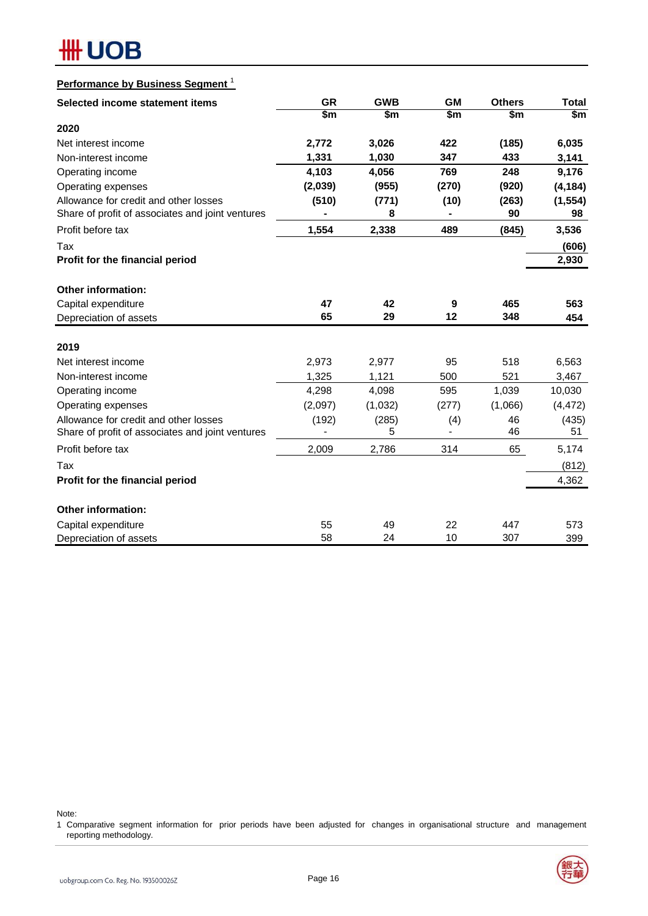## Performance by Business Segment [1]

| Selected income statement items | GR | GWB | GM | Others | Total |
|---|---|---|---|---|---|
| | $m | $m | $m | $m | $m |
| **2020** | | | | | |
| Net interest income | **2,772** | **3,026** | **422** | **(185)** | **6,035** |
| Non-interest income | **1,331** | **1,030** | **347** | **433** | **3,141** |
| Operating income | **4,103** | **4,056** | **769** | **248** | **9,176** |
| Operating expenses | **(2,039)** | **(955)** | **(270)** | **(920)** | **(4,184)** |
| Allowance for credit and other losses | **(510)** | **(771)** | **(10)** | **(263)** | **(1,554)** |
| Share of profit of associates and joint ventures | **-** | **8** | **-** | **90** | **98** |
| Profit before tax | **1,554** | **2,338** | **489** | **(845)** | **3,536** |
| Tax | | | | | **(606)** |
| **Profit for the financial period** | | | | | **2,930** |
| **Other information:** | | | | | |
| Capital expenditure | **47** | **42** | **9** | **465** | **563** |
| Depreciation of assets | **65** | **29** | **12** | **348** | **454** |
| **2019** | | | | | |
| Net interest income | 2,973 | 2,977 | 95 | 518 | 6,563 |
| Non-interest income | 1,325 | 1,121 | 500 | 521 | 3,467 |
| Operating income | 4,298 | 4,098 | 595 | 1,039 | 10,030 |
| Operating expenses | (2,097) | (1,032) | (277) | (1,066) | (4,472) |
| Allowance for credit and other losses | (192) | (285) | (4) | 46 | (435) |
| Share of profit of associates and joint ventures | - | 5 | - | 46 | 51 |
| Profit before tax | 2,009 | 2,786 | 314 | 65 | 5,174 |
| Tax | | | | | (812) |
| **Profit for the financial period** | | | | | 4,362 |
| **Other information:** | | | | | |
| Capital expenditure | 55 | 49 | 22 | 447 | 573 |
| Depreciation of assets | 58 | 24 | 10 | 307 | 399 |

Note:

1 Comparative segment information for prior periods have been adjusted for changes in organisational structure and management reporting methodology.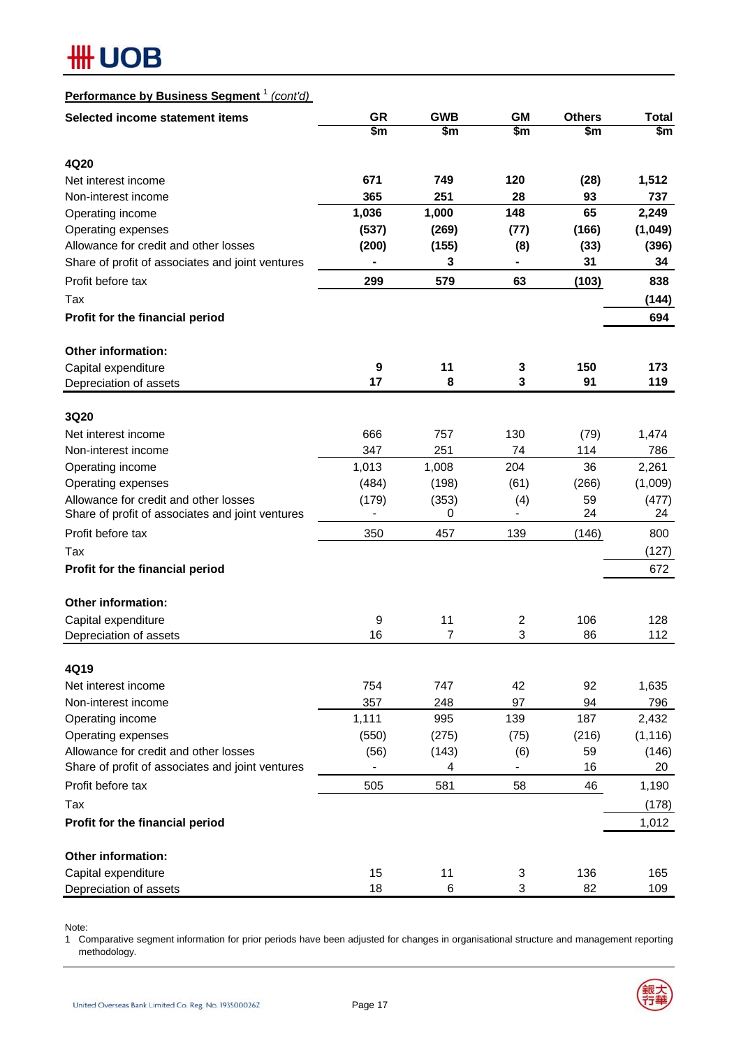**Performance by Business Segment** [1] *(cont'd)*

| Selected income statement items | GR | GWB | GM | Others | Total |
|---|---|---|---|---|---|
| | $m | $m | $m | $m | $m |
| **4Q20** | | | | | |
| Net interest income | **671** | **749** | **120** | **(28)** | **1,512** |
| Non-interest income | **365** | **251** | **28** | **93** | **737** |
| Operating income | **1,036** | **1,000** | **148** | **65** | **2,249** |
| Operating expenses | **(537)** | **(269)** | **(77)** | **(166)** | **(1,049)** |
| Allowance for credit and other losses | **(200)** | **(155)** | **(8)** | **(33)** | **(396)** |
| Share of profit of associates and joint ventures | **-** | **3** | **-** | **31** | **34** |
| Profit before tax | **299** | **579** | **63** | **(103)** | **838** |
| Tax | | | | | **(144)** |
| **Profit for the financial period** | | | | | **694** |
| **Other information:** | | | | | |
| Capital expenditure | **9** | **11** | **3** | **150** | **173** |
| Depreciation of assets | **17** | **8** | **3** | **91** | **119** |
| **3Q20** | | | | | |
| Net interest income | 666 | 757 | 130 | (79) | 1,474 |
| Non-interest income | 347 | 251 | 74 | 114 | 786 |
| Operating income | 1,013 | 1,008 | 204 | 36 | 2,261 |
| Operating expenses | (484) | (198) | (61) | (266) | (1,009) |
| Allowance for credit and other losses | (179) | (353) | (4) | 59 | (477) |
| Share of profit of associates and joint ventures | - | 0 | - | 24 | 24 |
| Profit before tax | 350 | 457 | 139 | (146) | 800 |
| Tax | | | | | (127) |
| **Profit for the financial period** | | | | | 672 |
| **Other information:** | | | | | |
| Capital expenditure | 9 | 11 | 2 | 106 | 128 |
| Depreciation of assets | 16 | 7 | 3 | 86 | 112 |
| **4Q19** | | | | | |
| Net interest income | 754 | 747 | 42 | 92 | 1,635 |
| Non-interest income | 357 | 248 | 97 | 94 | 796 |
| Operating income | 1,111 | 995 | 139 | 187 | 2,432 |
| Operating expenses | (550) | (275) | (75) | (216) | (1,116) |
| Allowance for credit and other losses | (56) | (143) | (6) | 59 | (146) |
| Share of profit of associates and joint ventures | - | 4 | - | 16 | 20 |
| Profit before tax | 505 | 581 | 58 | 46 | 1,190 |
| Tax | | | | | (178) |
| **Profit for the financial period** | | | | | 1,012 |
| **Other information:** | | | | | |
| Capital expenditure | 15 | 11 | 3 | 136 | 165 |
| Depreciation of assets | 18 | 6 | 3 | 82 | 109 |

Note:
1 Comparative segment information for prior periods have been adjusted for changes in organisational structure and management reporting methodology.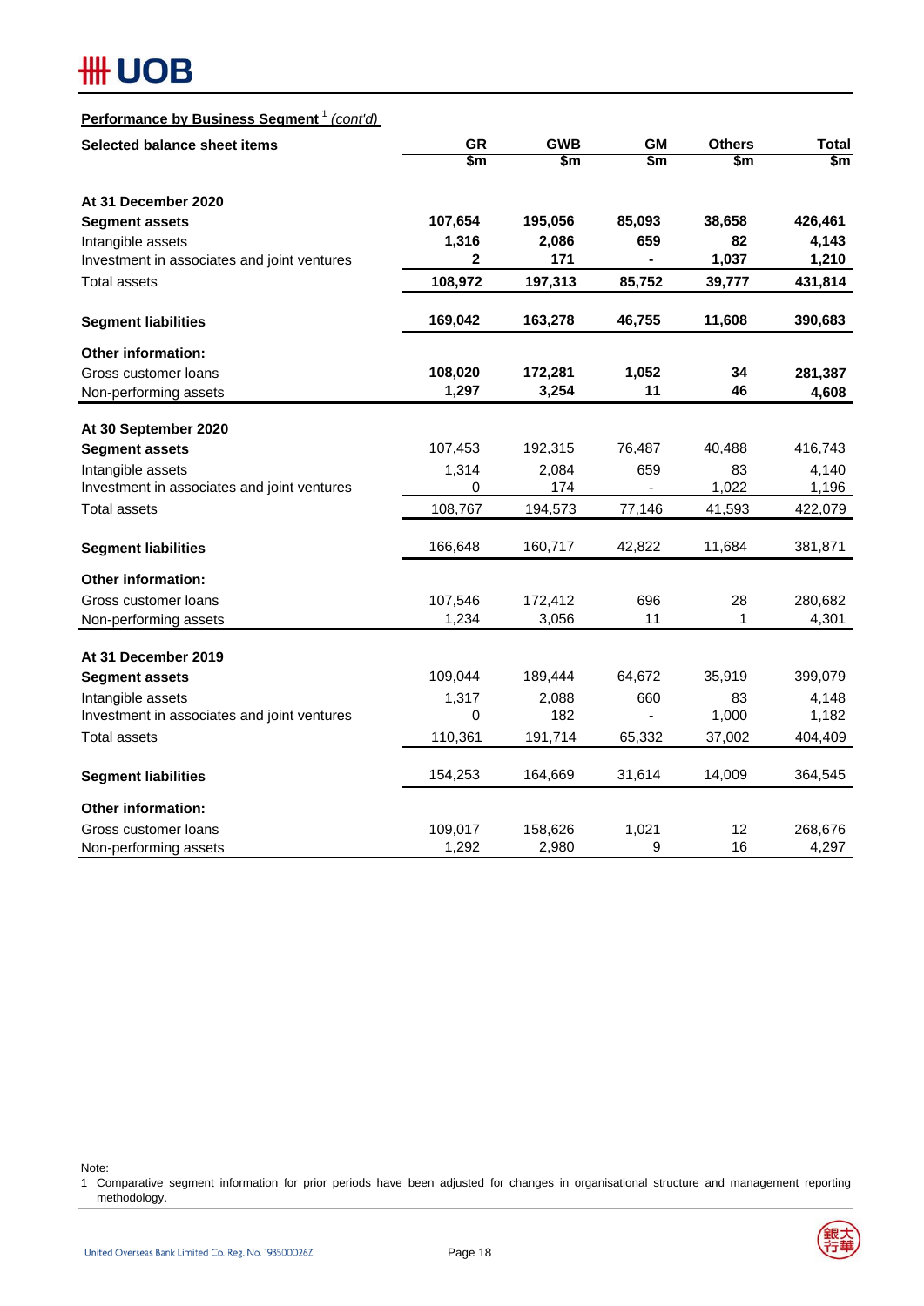**Performance by Business Segment** [1] *(cont'd)*

| Selected balance sheet items | GR | GWB | GM | Others | Total |
|---|---|---|---|---|---|
| | $m | $m | $m | $m | $m |
| **At 31 December 2020** | | | | | |
| **Segment assets** | **107,654** | **195,056** | **85,093** | **38,658** | **426,461** |
| Intangible assets | **1,316** | **2,086** | **659** | **82** | **4,143** |
| Investment in associates and joint ventures | **2** | **171** | **-** | **1,037** | **1,210** |
| Total assets | **108,972** | **197,313** | **85,752** | **39,777** | **431,814** |
| **Segment liabilities** | **169,042** | **163,278** | **46,755** | **11,608** | **390,683** |
| **Other information:** | | | | | |
| Gross customer loans | **108,020** | **172,281** | **1,052** | **34** | **281,387** |
| Non-performing assets | **1,297** | **3,254** | **11** | **46** | **4,608** |
| **At 30 September 2020** | | | | | |
| **Segment assets** | 107,453 | 192,315 | 76,487 | 40,488 | 416,743 |
| Intangible assets | 1,314 | 2,084 | 659 | 83 | 4,140 |
| Investment in associates and joint ventures | 0 | 174 | - | 1,022 | 1,196 |
| Total assets | 108,767 | 194,573 | 77,146 | 41,593 | 422,079 |
| **Segment liabilities** | 166,648 | 160,717 | 42,822 | 11,684 | 381,871 |
| **Other information:** | | | | | |
| Gross customer loans | 107,546 | 172,412 | 696 | 28 | 280,682 |
| Non-performing assets | 1,234 | 3,056 | 11 | 1 | 4,301 |
| **At 31 December 2019** | | | | | |
| **Segment assets** | 109,044 | 189,444 | 64,672 | 35,919 | 399,079 |
| Intangible assets | 1,317 | 2,088 | 660 | 83 | 4,148 |
| Investment in associates and joint ventures | 0 | 182 | - | 1,000 | 1,182 |
| Total assets | 110,361 | 191,714 | 65,332 | 37,002 | 404,409 |
| **Segment liabilities** | 154,253 | 164,669 | 31,614 | 14,009 | 364,545 |
| **Other information:** | | | | | |
| Gross customer loans | 109,017 | 158,626 | 1,021 | 12 | 268,676 |
| Non-performing assets | 1,292 | 2,980 | 9 | 16 | 4,297 |

Note:
1 Comparative segment information for prior periods have been adjusted for changes in organisational structure and management reporting methodology.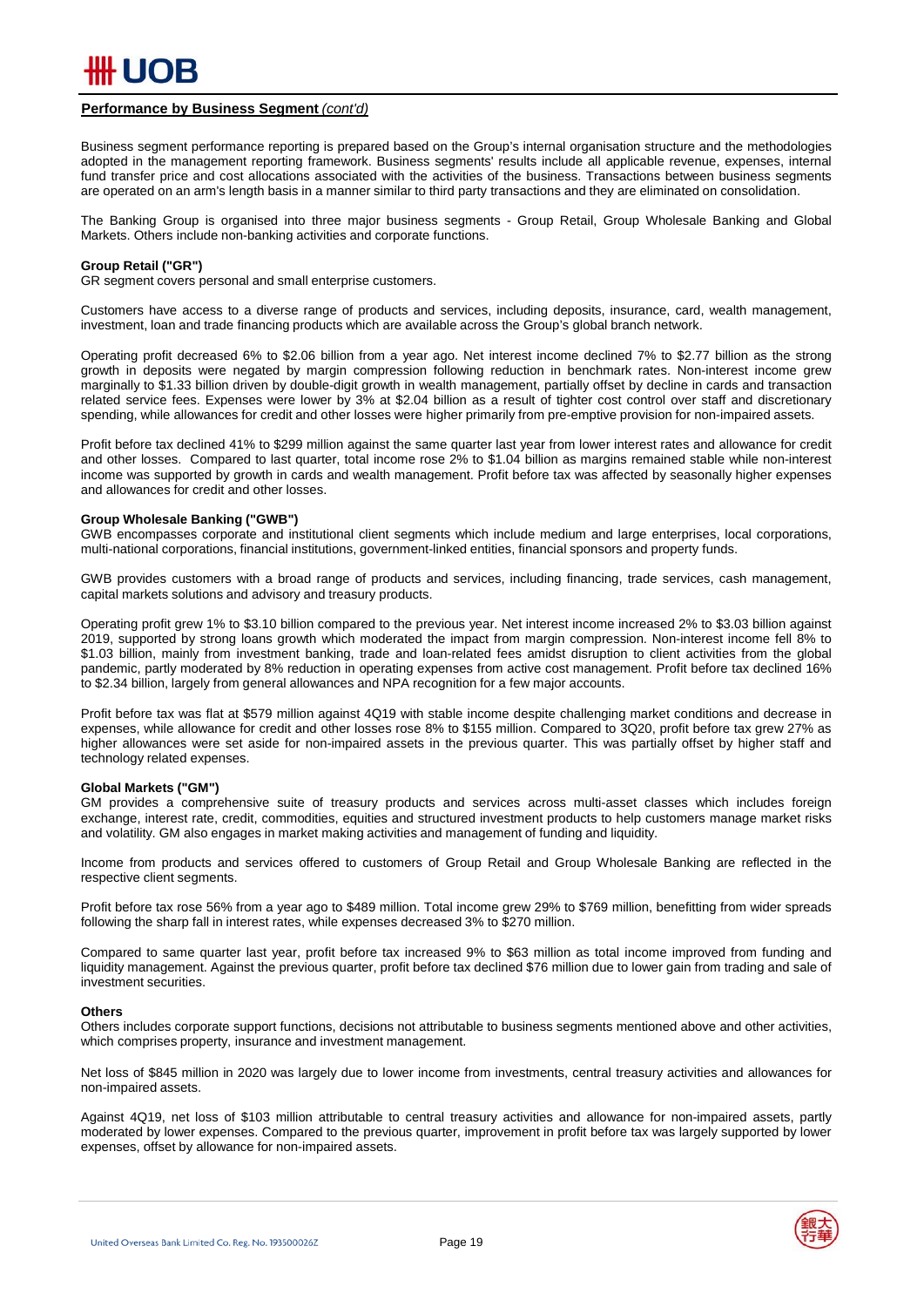## Performance by Business Segment *(cont'd)*

Business segment performance reporting is prepared based on the Group's internal organisation structure and the methodologies adopted in the management reporting framework. Business segments' results include all applicable revenue, expenses, internal fund transfer price and cost allocations associated with the activities of the business. Transactions between business segments are operated on an arm's length basis in a manner similar to third party transactions and they are eliminated on consolidation.

The Banking Group is organised into three major business segments - Group Retail, Group Wholesale Banking and Global Markets. Others include non-banking activities and corporate functions.

**Group Retail ("GR")**
GR segment covers personal and small enterprise customers.

Customers have access to a diverse range of products and services, including deposits, insurance, card, wealth management, investment, loan and trade financing products which are available across the Group's global branch network.

Operating profit decreased 6% to $2.06 billion from a year ago. Net interest income declined 7% to $2.77 billion as the strong growth in deposits were negated by margin compression following reduction in benchmark rates. Non-interest income grew marginally to $1.33 billion driven by double-digit growth in wealth management, partially offset by decline in cards and transaction related service fees. Expenses were lower by 3% at $2.04 billion as a result of tighter cost control over staff and discretionary spending, while allowances for credit and other losses were higher primarily from pre-emptive provision for non-impaired assets.

Profit before tax declined 41% to $299 million against the same quarter last year from lower interest rates and allowance for credit and other losses. Compared to last quarter, total income rose 2% to $1.04 billion as margins remained stable while non-interest income was supported by growth in cards and wealth management. Profit before tax was affected by seasonally higher expenses and allowances for credit and other losses.

**Group Wholesale Banking ("GWB")**
GWB encompasses corporate and institutional client segments which include medium and large enterprises, local corporations, multi-national corporations, financial institutions, government-linked entities, financial sponsors and property funds.

GWB provides customers with a broad range of products and services, including financing, trade services, cash management, capital markets solutions and advisory and treasury products.

Operating profit grew 1% to $3.10 billion compared to the previous year. Net interest income increased 2% to $3.03 billion against 2019, supported by strong loans growth which moderated the impact from margin compression. Non-interest income fell 8% to $1.03 billion, mainly from investment banking, trade and loan-related fees amidst disruption to client activities from the global pandemic, partly moderated by 8% reduction in operating expenses from active cost management. Profit before tax declined 16% to $2.34 billion, largely from general allowances and NPA recognition for a few major accounts.

Profit before tax was flat at $579 million against 4Q19 with stable income despite challenging market conditions and decrease in expenses, while allowance for credit and other losses rose 8% to $155 million. Compared to 3Q20, profit before tax grew 27% as higher allowances were set aside for non-impaired assets in the previous quarter. This was partially offset by higher staff and technology related expenses.

**Global Markets ("GM")**
GM provides a comprehensive suite of treasury products and services across multi-asset classes which includes foreign exchange, interest rate, credit, commodities, equities and structured investment products to help customers manage market risks and volatility. GM also engages in market making activities and management of funding and liquidity.

Income from products and services offered to customers of Group Retail and Group Wholesale Banking are reflected in the respective client segments.

Profit before tax rose 56% from a year ago to $489 million. Total income grew 29% to $769 million, benefitting from wider spreads following the sharp fall in interest rates, while expenses decreased 3% to $270 million.

Compared to same quarter last year, profit before tax increased 9% to $63 million as total income improved from funding and liquidity management. Against the previous quarter, profit before tax declined $76 million due to lower gain from trading and sale of investment securities.

**Others**
Others includes corporate support functions, decisions not attributable to business segments mentioned above and other activities, which comprises property, insurance and investment management.

Net loss of $845 million in 2020 was largely due to lower income from investments, central treasury activities and allowances for non-impaired assets.

Against 4Q19, net loss of $103 million attributable to central treasury activities and allowance for non-impaired assets, partly moderated by lower expenses. Compared to the previous quarter, improvement in profit before tax was largely supported by lower expenses, offset by allowance for non-impaired assets.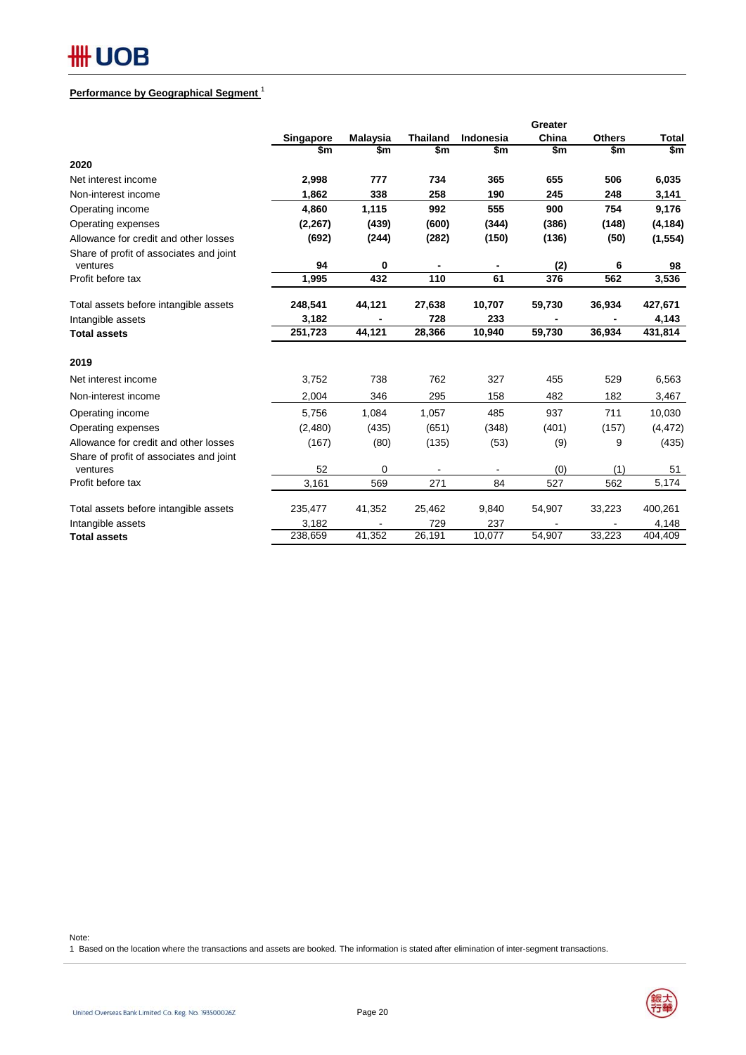**Performance by Geographical Segment** [1]

| | Singapore | Malaysia | Thailand | Indonesia | Greater China | Others | Total |
|---|---|---|---|---|---|---|---|
| | $m | $m | $m | $m | $m | $m | $m |
| **2020** | | | | | | | |
| Net interest income | **2,998** | **777** | **734** | **365** | **655** | **506** | **6,035** |
| Non-interest income | **1,862** | **338** | **258** | **190** | **245** | **248** | **3,141** |
| Operating income | **4,860** | **1,115** | **992** | **555** | **900** | **754** | **9,176** |
| Operating expenses | **(2,267)** | **(439)** | **(600)** | **(344)** | **(386)** | **(148)** | **(4,184)** |
| Allowance for credit and other losses | **(692)** | **(244)** | **(282)** | **(150)** | **(136)** | **(50)** | **(1,554)** |
| Share of profit of associates and joint ventures | **94** | **0** | **-** | **-** | **(2)** | **6** | **98** |
| Profit before tax | **1,995** | **432** | **110** | **61** | **376** | **562** | **3,536** |
| | | | | | | | |
| Total assets before intangible assets | **248,541** | **44,121** | **27,638** | **10,707** | **59,730** | **36,934** | **427,671** |
| Intangible assets | **3,182** | **-** | **728** | **233** | **-** | **-** | **4,143** |
| **Total assets** | **251,723** | **44,121** | **28,366** | **10,940** | **59,730** | **36,934** | **431,814** |
| | | | | | | | |
| **2019** | | | | | | | |
| Net interest income | 3,752 | 738 | 762 | 327 | 455 | 529 | 6,563 |
| Non-interest income | 2,004 | 346 | 295 | 158 | 482 | 182 | 3,467 |
| Operating income | 5,756 | 1,084 | 1,057 | 485 | 937 | 711 | 10,030 |
| Operating expenses | (2,480) | (435) | (651) | (348) | (401) | (157) | (4,472) |
| Allowance for credit and other losses | (167) | (80) | (135) | (53) | (9) | 9 | (435) |
| Share of profit of associates and joint ventures | 52 | 0 | - | - | (0) | (1) | 51 |
| Profit before tax | 3,161 | 569 | 271 | 84 | 527 | 562 | 5,174 |
| | | | | | | | |
| Total assets before intangible assets | 235,477 | 41,352 | 25,462 | 9,840 | 54,907 | 33,223 | 400,261 |
| Intangible assets | 3,182 | - | 729 | 237 | - | - | 4,148 |
| **Total assets** | 238,659 | 41,352 | 26,191 | 10,077 | 54,907 | 33,223 | 404,409 |

Note:
1 Based on the location where the transactions and assets are booked. The information is stated after elimination of inter-segment transactions.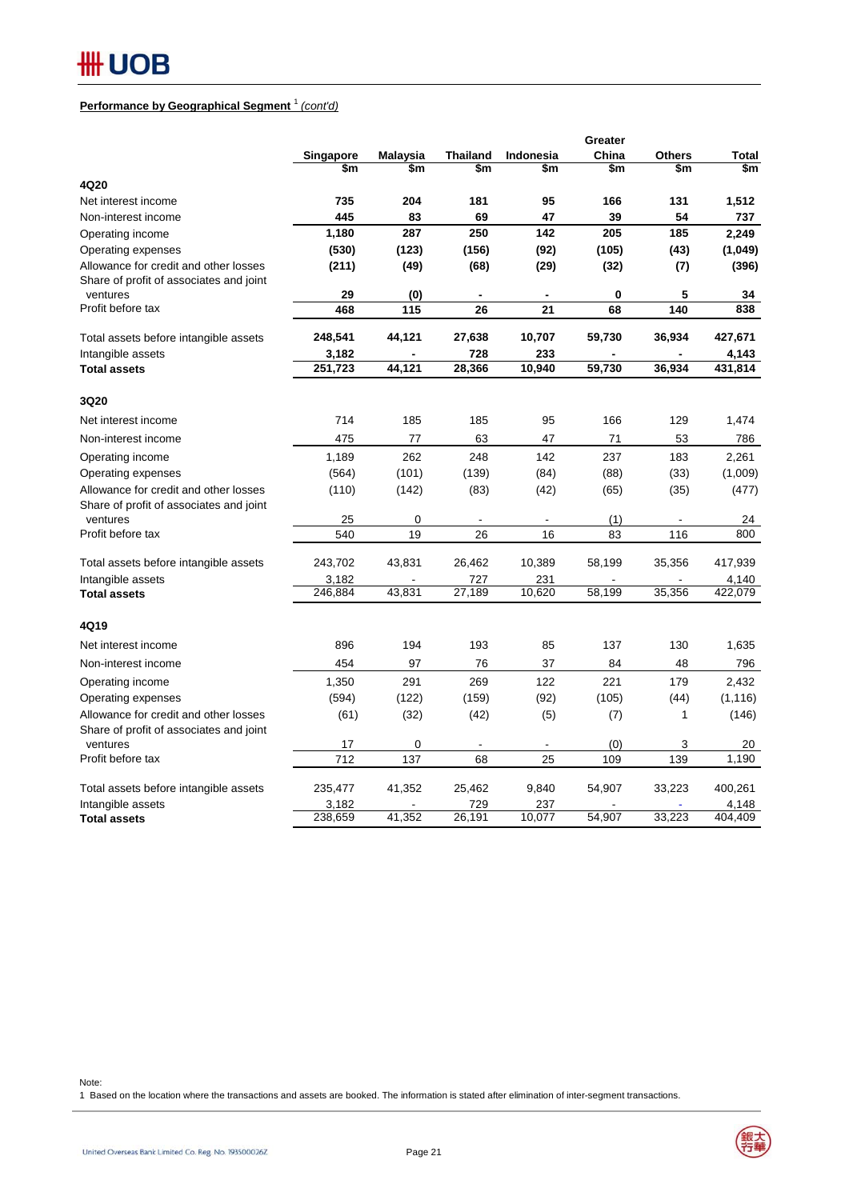**Performance by Geographical Segment** [1] *(cont'd)*

| | Singapore | Malaysia | Thailand | Indonesia | Greater China | Others | Total |
|---|---|---|---|---|---|---|---|
| | $m | $m | $m | $m | $m | $m | $m |
| **4Q20** | | | | | | | |
| Net interest income | **735** | **204** | **181** | **95** | **166** | **131** | **1,512** |
| Non-interest income | **445** | **83** | **69** | **47** | **39** | **54** | **737** |
| Operating income | **1,180** | **287** | **250** | **142** | **205** | **185** | **2,249** |
| Operating expenses | **(530)** | **(123)** | **(156)** | **(92)** | **(105)** | **(43)** | **(1,049)** |
| Allowance for credit and other losses | **(211)** | **(49)** | **(68)** | **(29)** | **(32)** | **(7)** | **(396)** |
| Share of profit of associates and joint ventures | **29** | **(0)** | **-** | **-** | **0** | **5** | **34** |
| Profit before tax | **468** | **115** | **26** | **21** | **68** | **140** | **838** |
| Total assets before intangible assets | **248,541** | **44,121** | **27,638** | **10,707** | **59,730** | **36,934** | **427,671** |
| Intangible assets | **3,182** | **-** | **728** | **233** | **-** | **-** | **4,143** |
| **Total assets** | **251,723** | **44,121** | **28,366** | **10,940** | **59,730** | **36,934** | **431,814** |
| **3Q20** | | | | | | | |
| Net interest income | 714 | 185 | 185 | 95 | 166 | 129 | 1,474 |
| Non-interest income | 475 | 77 | 63 | 47 | 71 | 53 | 786 |
| Operating income | 1,189 | 262 | 248 | 142 | 237 | 183 | 2,261 |
| Operating expenses | (564) | (101) | (139) | (84) | (88) | (33) | (1,009) |
| Allowance for credit and other losses | (110) | (142) | (83) | (42) | (65) | (35) | (477) |
| Share of profit of associates and joint ventures | 25 | 0 | - | - | (1) | - | 24 |
| Profit before tax | 540 | 19 | 26 | 16 | 83 | 116 | 800 |
| Total assets before intangible assets | 243,702 | 43,831 | 26,462 | 10,389 | 58,199 | 35,356 | 417,939 |
| Intangible assets | 3,182 | - | 727 | 231 | - | - | 4,140 |
| **Total assets** | 246,884 | 43,831 | 27,189 | 10,620 | 58,199 | 35,356 | 422,079 |
| **4Q19** | | | | | | | |
| Net interest income | 896 | 194 | 193 | 85 | 137 | 130 | 1,635 |
| Non-interest income | 454 | 97 | 76 | 37 | 84 | 48 | 796 |
| Operating income | 1,350 | 291 | 269 | 122 | 221 | 179 | 2,432 |
| Operating expenses | (594) | (122) | (159) | (92) | (105) | (44) | (1,116) |
| Allowance for credit and other losses | (61) | (32) | (42) | (5) | (7) | 1 | (146) |
| Share of profit of associates and joint ventures | 17 | 0 | - | - | (0) | 3 | 20 |
| Profit before tax | 712 | 137 | 68 | 25 | 109 | 139 | 1,190 |
| Total assets before intangible assets | 235,477 | 41,352 | 25,462 | 9,840 | 54,907 | 33,223 | 400,261 |
| Intangible assets | 3,182 | - | 729 | 237 | - | - | 4,148 |
| **Total assets** | 238,659 | 41,352 | 26,191 | 10,077 | 54,907 | 33,223 | 404,409 |

Note:
1 Based on the location where the transactions and assets are booked. The information is stated after elimination of inter-segment transactions.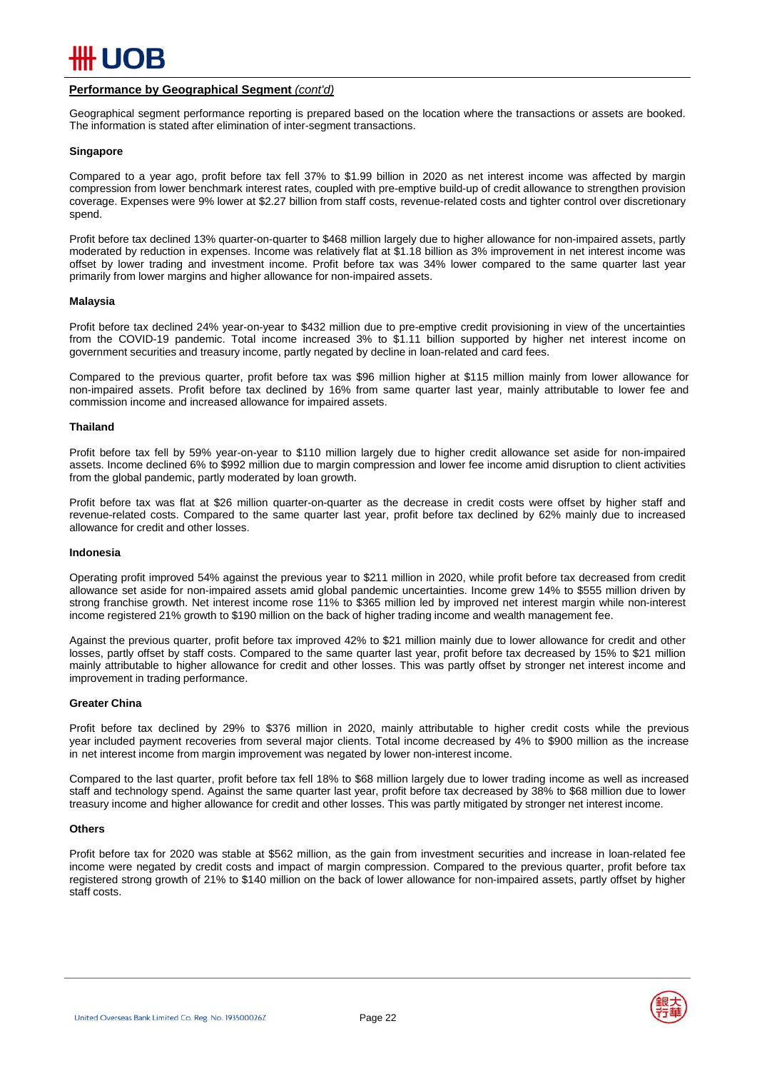## Performance by Geographical Segment *(cont'd)*

Geographical segment performance reporting is prepared based on the location where the transactions or assets are booked. The information is stated after elimination of inter-segment transactions.

### Singapore

Compared to a year ago, profit before tax fell 37% to $1.99 billion in 2020 as net interest income was affected by margin compression from lower benchmark interest rates, coupled with pre-emptive build-up of credit allowance to strengthen provision coverage. Expenses were 9% lower at $2.27 billion from staff costs, revenue-related costs and tighter control over discretionary spend.

Profit before tax declined 13% quarter-on-quarter to $468 million largely due to higher allowance for non-impaired assets, partly moderated by reduction in expenses. Income was relatively flat at $1.18 billion as 3% improvement in net interest income was offset by lower trading and investment income. Profit before tax was 34% lower compared to the same quarter last year primarily from lower margins and higher allowance for non-impaired assets.

### Malaysia

Profit before tax declined 24% year-on-year to $432 million due to pre-emptive credit provisioning in view of the uncertainties from the COVID-19 pandemic. Total income increased 3% to $1.11 billion supported by higher net interest income on government securities and treasury income, partly negated by decline in loan-related and card fees.

Compared to the previous quarter, profit before tax was $96 million higher at $115 million mainly from lower allowance for non-impaired assets. Profit before tax declined by 16% from same quarter last year, mainly attributable to lower fee and commission income and increased allowance for impaired assets.

### Thailand

Profit before tax fell by 59% year-on-year to $110 million largely due to higher credit allowance set aside for non-impaired assets. Income declined 6% to $992 million due to margin compression and lower fee income amid disruption to client activities from the global pandemic, partly moderated by loan growth.

Profit before tax was flat at $26 million quarter-on-quarter as the decrease in credit costs were offset by higher staff and revenue-related costs. Compared to the same quarter last year, profit before tax declined by 62% mainly due to increased allowance for credit and other losses.

### Indonesia

Operating profit improved 54% against the previous year to $211 million in 2020, while profit before tax decreased from credit allowance set aside for non-impaired assets amid global pandemic uncertainties. Income grew 14% to $555 million driven by strong franchise growth. Net interest income rose 11% to $365 million led by improved net interest margin while non-interest income registered 21% growth to $190 million on the back of higher trading income and wealth management fee.

Against the previous quarter, profit before tax improved 42% to $21 million mainly due to lower allowance for credit and other losses, partly offset by staff costs. Compared to the same quarter last year, profit before tax decreased by 15% to $21 million mainly attributable to higher allowance for credit and other losses. This was partly offset by stronger net interest income and improvement in trading performance.

### Greater China

Profit before tax declined by 29% to $376 million in 2020, mainly attributable to higher credit costs while the previous year included payment recoveries from several major clients. Total income decreased by 4% to $900 million as the increase in net interest income from margin improvement was negated by lower non-interest income.

Compared to the last quarter, profit before tax fell 18% to $68 million largely due to lower trading income as well as increased staff and technology spend. Against the same quarter last year, profit before tax decreased by 38% to $68 million due to lower treasury income and higher allowance for credit and other losses. This was partly mitigated by stronger net interest income.

### Others

Profit before tax for 2020 was stable at $562 million, as the gain from investment securities and increase in loan-related fee income were negated by credit costs and impact of margin compression. Compared to the previous quarter, profit before tax registered strong growth of 21% to $140 million on the back of lower allowance for non-impaired assets, partly offset by higher staff costs.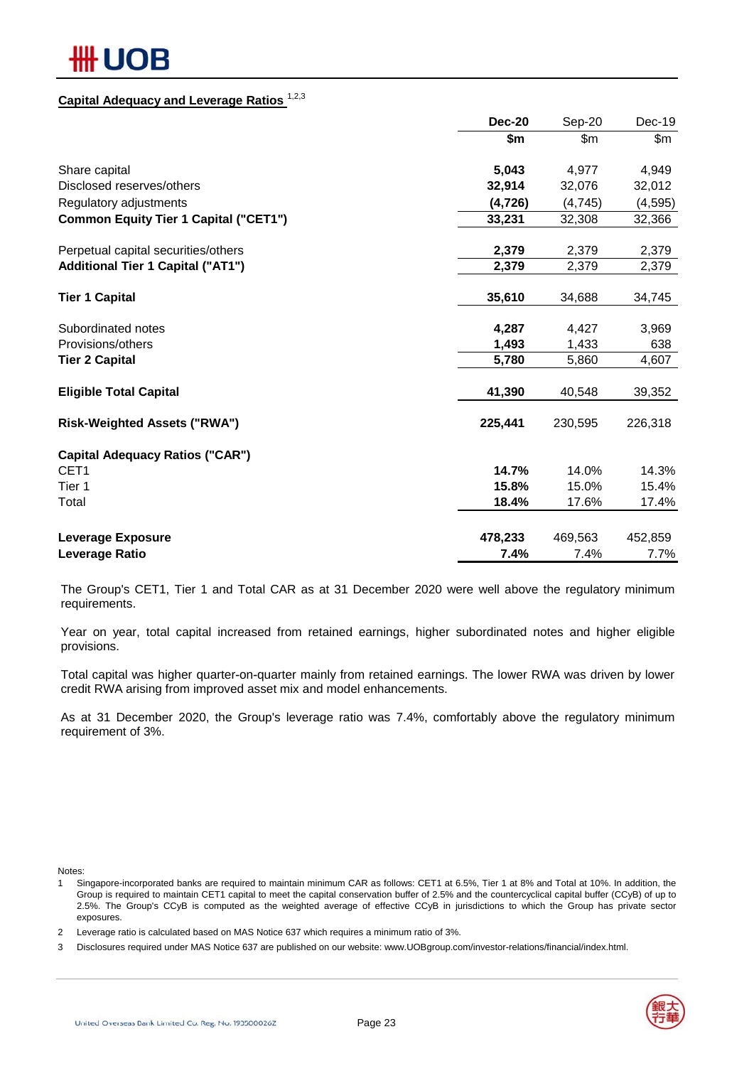## Capital Adequacy and Leverage Ratios [1,2,3]

| | **Dec-20** | Sep-20 | Dec-19 |
|---|---|---|---|
| | **$m** | $m | $m |
| Share capital | **5,043** | 4,977 | 4,949 |
| Disclosed reserves/others | **32,914** | 32,076 | 32,012 |
| Regulatory adjustments | **(4,726)** | (4,745) | (4,595) |
| **Common Equity Tier 1 Capital ("CET1")** | **33,231** | 32,308 | 32,366 |
| Perpetual capital securities/others | **2,379** | 2,379 | 2,379 |
| **Additional Tier 1 Capital ("AT1")** | **2,379** | 2,379 | 2,379 |
| **Tier 1 Capital** | **35,610** | 34,688 | 34,745 |
| Subordinated notes | **4,287** | 4,427 | 3,969 |
| Provisions/others | **1,493** | 1,433 | 638 |
| **Tier 2 Capital** | **5,780** | 5,860 | 4,607 |
| **Eligible Total Capital** | **41,390** | 40,548 | 39,352 |
| **Risk-Weighted Assets ("RWA")** | **225,441** | 230,595 | 226,318 |
| **Capital Adequacy Ratios ("CAR")** | | | |
| CET1 | **14.7%** | 14.0% | 14.3% |
| Tier 1 | **15.8%** | 15.0% | 15.4% |
| Total | **18.4%** | 17.6% | 17.4% |
| **Leverage Exposure** | **478,233** | 469,563 | 452,859 |
| **Leverage Ratio** | **7.4%** | 7.4% | 7.7% |

The Group's CET1, Tier 1 and Total CAR as at 31 December 2020 were well above the regulatory minimum requirements.

Year on year, total capital increased from retained earnings, higher subordinated notes and higher eligible provisions.

Total capital was higher quarter-on-quarter mainly from retained earnings. The lower RWA was driven by lower credit RWA arising from improved asset mix and model enhancements.

As at 31 December 2020, the Group's leverage ratio was 7.4%, comfortably above the regulatory minimum requirement of 3%.

Notes:

1. Singapore-incorporated banks are required to maintain minimum CAR as follows: CET1 at 6.5%, Tier 1 at 8% and Total at 10%. In addition, the Group is required to maintain CET1 capital to meet the capital conservation buffer of 2.5% and the countercyclical capital buffer (CCyB) of up to 2.5%. The Group's CCyB is computed as the weighted average of effective CCyB in jurisdictions to which the Group has private sector exposures.
2. Leverage ratio is calculated based on MAS Notice 637 which requires a minimum ratio of 3%.
3. Disclosures required under MAS Notice 637 are published on our website: www.UOBgroup.com/investor-relations/financial/index.html.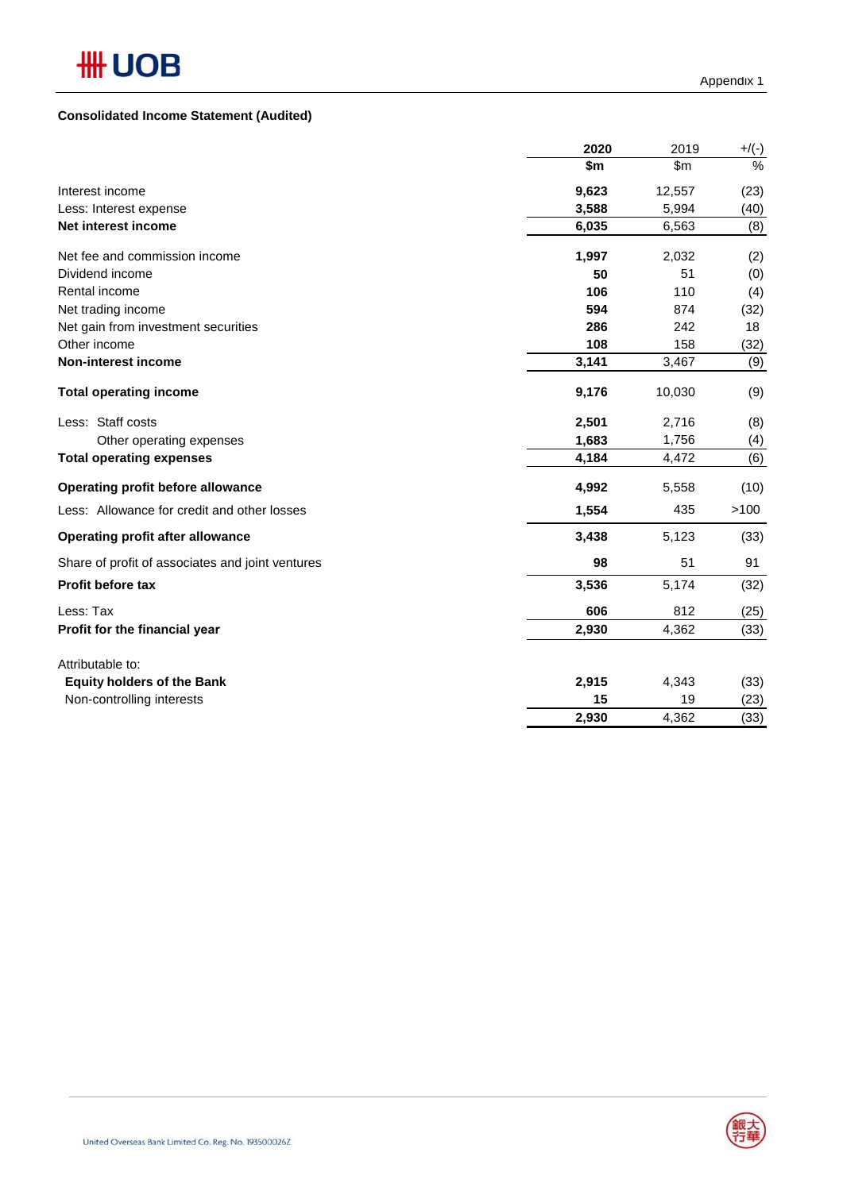Appendix 1

**Consolidated Income Statement (Audited)**

| | 2020 | 2019 | +/(-) |
|---|---|---|---|
| | $m | $m | % |
| Interest income | **9,623** | 12,557 | (23) |
| Less: Interest expense | **3,588** | 5,994 | (40) |
| **Net interest income** | **6,035** | 6,563 | (8) |
| Net fee and commission income | **1,997** | 2,032 | (2) |
| Dividend income | **50** | 51 | (0) |
| Rental income | **106** | 110 | (4) |
| Net trading income | **594** | 874 | (32) |
| Net gain from investment securities | **286** | 242 | 18 |
| Other income | **108** | 158 | (32) |
| **Non-interest income** | **3,141** | 3,467 | (9) |
| **Total operating income** | **9,176** | 10,030 | (9) |
| Less: Staff costs | **2,501** | 2,716 | (8) |
| Other operating expenses | **1,683** | 1,756 | (4) |
| **Total operating expenses** | **4,184** | 4,472 | (6) |
| **Operating profit before allowance** | **4,992** | 5,558 | (10) |
| Less: Allowance for credit and other losses | **1,554** | 435 | >100 |
| **Operating profit after allowance** | **3,438** | 5,123 | (33) |
| Share of profit of associates and joint ventures | **98** | 51 | 91 |
| **Profit before tax** | **3,536** | 5,174 | (32) |
| Less: Tax | **606** | 812 | (25) |
| **Profit for the financial year** | **2,930** | 4,362 | (33) |
| Attributable to: | | | |
| **Equity holders of the Bank** | **2,915** | 4,343 | (33) |
| Non-controlling interests | **15** | 19 | (23) |
| | **2,930** | 4,362 | (33) |

United Overseas Bank Limited Co. Reg. No. 193500026Z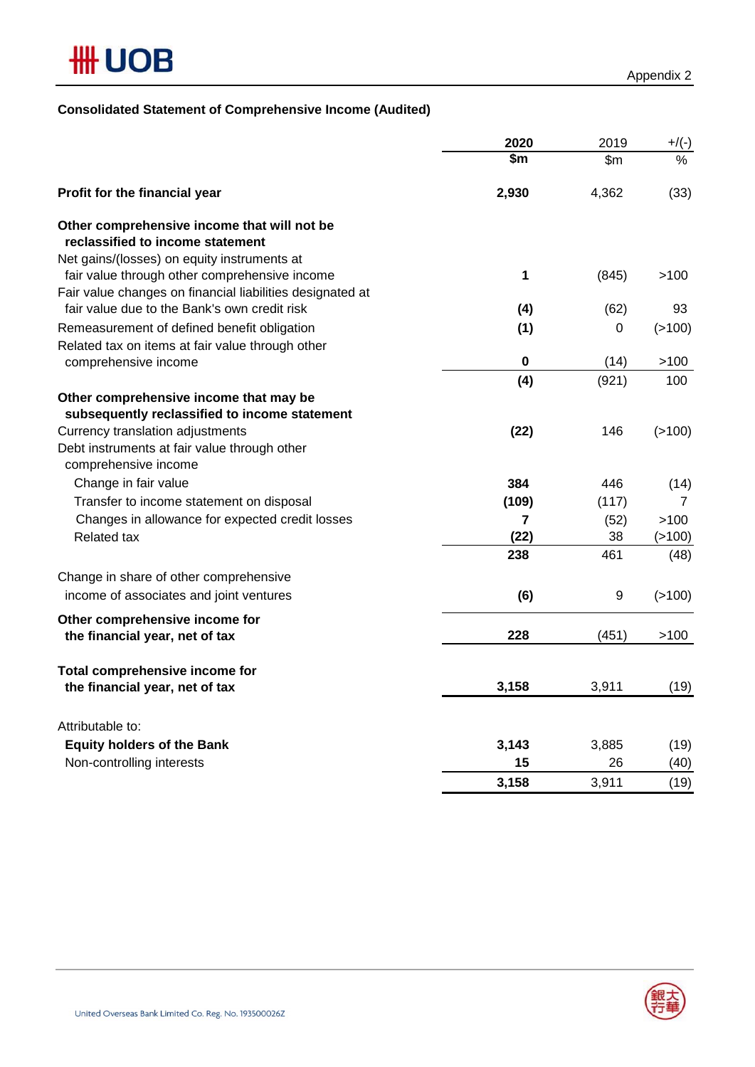Appendix 2

**Consolidated Statement of Comprehensive Income (Audited)**

| | 2020 | 2019 | +/(-) |
|---|---|---|---|
| | $m | $m | % |
| **Profit for the financial year** | **2,930** | 4,362 | (33) |
| **Other comprehensive income that will not be reclassified to income statement** | | | |
| Net gains/(losses) on equity instruments at fair value through other comprehensive income | **1** | (845) | >100 |
| Fair value changes on financial liabilities designated at fair value due to the Bank's own credit risk | **(4)** | (62) | 93 |
| Remeasurement of defined benefit obligation | **(1)** | 0 | (>100) |
| Related tax on items at fair value through other comprehensive income | **0** | (14) | >100 |
| | **(4)** | (921) | 100 |
| **Other comprehensive income that may be subsequently reclassified to income statement** | | | |
| Currency translation adjustments | **(22)** | 146 | (>100) |
| Debt instruments at fair value through other comprehensive income | | | |
| Change in fair value | **384** | 446 | (14) |
| Transfer to income statement on disposal | **(109)** | (117) | 7 |
| Changes in allowance for expected credit losses | **7** | (52) | >100 |
| Related tax | **(22)** | 38 | (>100) |
| | **238** | 461 | (48) |
| Change in share of other comprehensive income of associates and joint ventures | **(6)** | 9 | (>100) |
| **Other comprehensive income for the financial year, net of tax** | **228** | (451) | >100 |
| **Total comprehensive income for the financial year, net of tax** | **3,158** | 3,911 | (19) |
| Attributable to: | | | |
| **Equity holders of the Bank** | **3,143** | 3,885 | (19) |
| Non-controlling interests | **15** | 26 | (40) |
| | **3,158** | 3,911 | (19) |

United Overseas Bank Limited Co. Reg. No. 193500026Z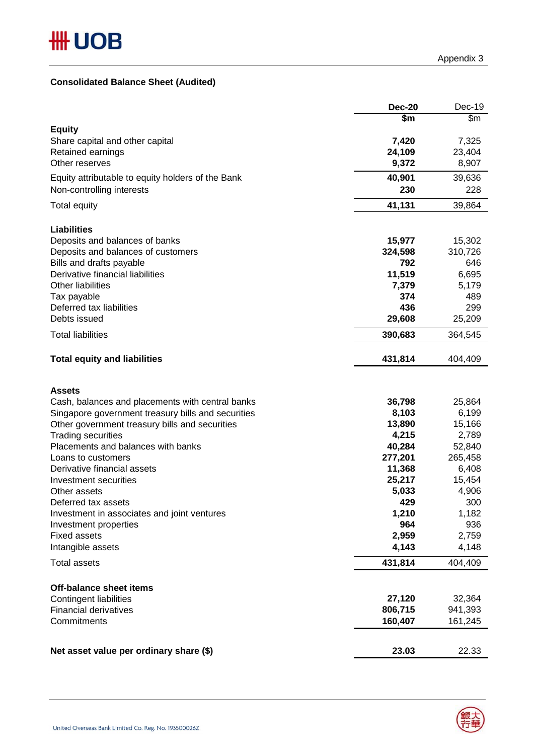Appendix 3

**Consolidated Balance Sheet (Audited)**

| | **Dec-20** | Dec-19 |
|---|---|---|
| | **\$m** | \$m |
| **Equity** | | |
| Share capital and other capital | **7,420** | 7,325 |
| Retained earnings | **24,109** | 23,404 |
| Other reserves | **9,372** | 8,907 |
| Equity attributable to equity holders of the Bank | **40,901** | 39,636 |
| Non-controlling interests | **230** | 228 |
| Total equity | **41,131** | 39,864 |
| | | |
| **Liabilities** | | |
| Deposits and balances of banks | **15,977** | 15,302 |
| Deposits and balances of customers | **324,598** | 310,726 |
| Bills and drafts payable | **792** | 646 |
| Derivative financial liabilities | **11,519** | 6,695 |
| Other liabilities | **7,379** | 5,179 |
| Tax payable | **374** | 489 |
| Deferred tax liabilities | **436** | 299 |
| Debts issued | **29,608** | 25,209 |
| Total liabilities | **390,683** | 364,545 |
| | | |
| **Total equity and liabilities** | **431,814** | 404,409 |
| | | |
| **Assets** | | |
| Cash, balances and placements with central banks | **36,798** | 25,864 |
| Singapore government treasury bills and securities | **8,103** | 6,199 |
| Other government treasury bills and securities | **13,890** | 15,166 |
| Trading securities | **4,215** | 2,789 |
| Placements and balances with banks | **40,284** | 52,840 |
| Loans to customers | **277,201** | 265,458 |
| Derivative financial assets | **11,368** | 6,408 |
| Investment securities | **25,217** | 15,454 |
| Other assets | **5,033** | 4,906 |
| Deferred tax assets | **429** | 300 |
| Investment in associates and joint ventures | **1,210** | 1,182 |
| Investment properties | **964** | 936 |
| Fixed assets | **2,959** | 2,759 |
| Intangible assets | **4,143** | 4,148 |
| Total assets | **431,814** | 404,409 |
| | | |
| **Off-balance sheet items** | | |
| Contingent liabilities | **27,120** | 32,364 |
| Financial derivatives | **806,715** | 941,393 |
| Commitments | **160,407** | 161,245 |
| | | |
| **Net asset value per ordinary share (\$)** | **23.03** | 22.33 |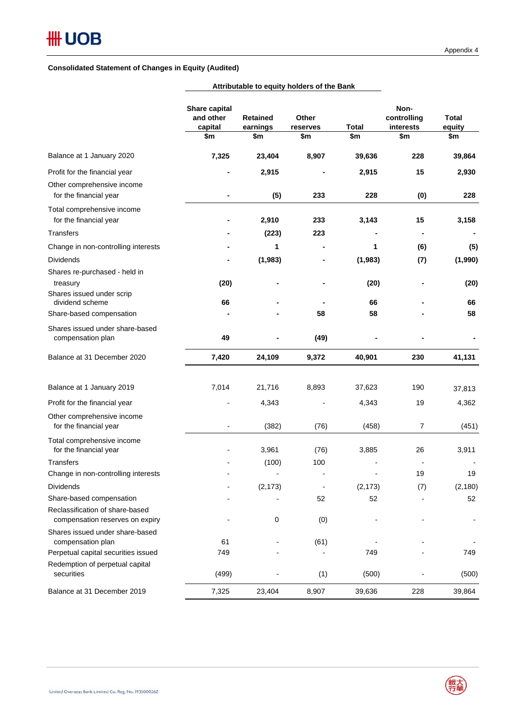Appendix 4

**Consolidated Statement of Changes in Equity (Audited)**

| | Attributable to equity holders of the Bank | | | | | |
|---|---|---|---|---|---|---|
| | Share capital and other capital $m | Retained earnings $m | Other reserves $m | Total $m | Non-controlling interests $m | Total equity $m |
| Balance at 1 January 2020 | **7,325** | **23,404** | **8,907** | **39,636** | **228** | **39,864** |
| Profit for the financial year | **-** | **2,915** | **-** | **2,915** | **15** | **2,930** |
| Other comprehensive income for the financial year | **-** | **(5)** | **233** | **228** | **(0)** | **228** |
| Total comprehensive income for the financial year | **-** | **2,910** | **233** | **3,143** | **15** | **3,158** |
| Transfers | **-** | **(223)** | **223** | **-** | **-** | **-** |
| Change in non-controlling interests | **-** | **1** | **-** | **1** | **(6)** | **(5)** |
| Dividends | **-** | **(1,983)** | **-** | **(1,983)** | **(7)** | **(1,990)** |
| Shares re-purchased - held in treasury | **(20)** | **-** | **-** | **(20)** | **-** | **(20)** |
| Shares issued under scrip dividend scheme | **66** | **-** | **-** | **66** | **-** | **66** |
| Share-based compensation | **-** | **-** | **58** | **58** | **-** | **58** |
| Shares issued under share-based compensation plan | **49** | **-** | **(49)** | **-** | **-** | **-** |
| Balance at 31 December 2020 | **7,420** | **24,109** | **9,372** | **40,901** | **230** | **41,131** |
| | | | | | | |
| Balance at 1 January 2019 | 7,014 | 21,716 | 8,893 | 37,623 | 190 | 37,813 |
| Profit for the financial year | - | 4,343 | - | 4,343 | 19 | 4,362 |
| Other comprehensive income for the financial year | - | (382) | (76) | (458) | 7 | (451) |
| Total comprehensive income for the financial year | - | 3,961 | (76) | 3,885 | 26 | 3,911 |
| Transfers | - | (100) | 100 | - | - | - |
| Change in non-controlling interests | - | - | - | - | 19 | 19 |
| Dividends | - | (2,173) | - | (2,173) | (7) | (2,180) |
| Share-based compensation | - | - | 52 | 52 | - | 52 |
| Reclassification of share-based compensation reserves on expiry | - | 0 | (0) | - | - | - |
| Shares issued under share-based compensation plan | 61 | - | (61) | - | - | - |
| Perpetual capital securities issued | 749 | - | - | 749 | - | 749 |
| Redemption of perpetual capital securities | (499) | - | (1) | (500) | - | (500) |
| Balance at 31 December 2019 | 7,325 | 23,404 | 8,907 | 39,636 | 228 | 39,864 |

United Overseas Bank Limited Co. Reg. No. 193500026Z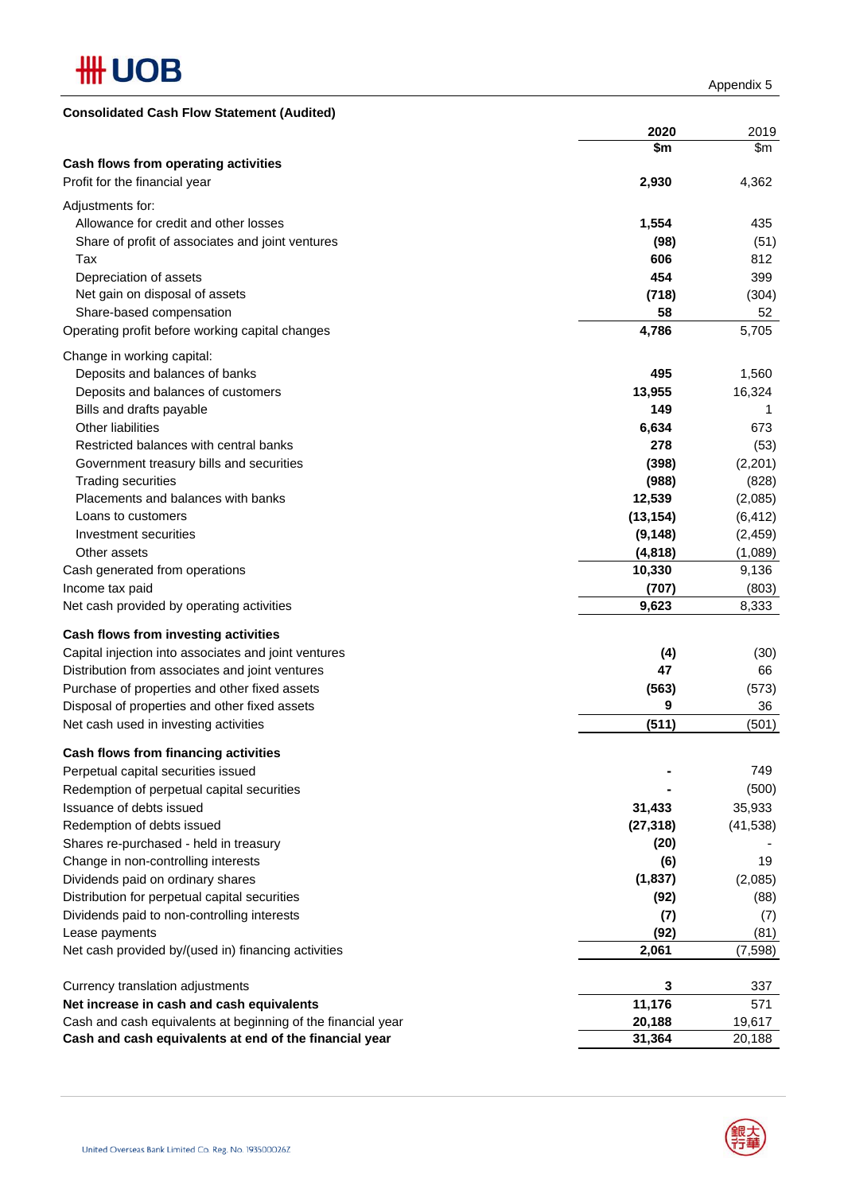Appendix 5

## Consolidated Cash Flow Statement (Audited)

| | 2020 | 2019 |
|---|---|---|
| | $m | $m |
| **Cash flows from operating activities** | | |
| Profit for the financial year | **2,930** | 4,362 |
| Adjustments for: | | |
| Allowance for credit and other losses | **1,554** | 435 |
| Share of profit of associates and joint ventures | **(98)** | (51) |
| Tax | **606** | 812 |
| Depreciation of assets | **454** | 399 |
| Net gain on disposal of assets | **(718)** | (304) |
| Share-based compensation | **58** | 52 |
| Operating profit before working capital changes | **4,786** | 5,705 |
| Change in working capital: | | |
| Deposits and balances of banks | **495** | 1,560 |
| Deposits and balances of customers | **13,955** | 16,324 |
| Bills and drafts payable | **149** | 1 |
| Other liabilities | **6,634** | 673 |
| Restricted balances with central banks | **278** | (53) |
| Government treasury bills and securities | **(398)** | (2,201) |
| Trading securities | **(988)** | (828) |
| Placements and balances with banks | **12,539** | (2,085) |
| Loans to customers | **(13,154)** | (6,412) |
| Investment securities | **(9,148)** | (2,459) |
| Other assets | **(4,818)** | (1,089) |
| Cash generated from operations | **10,330** | 9,136 |
| Income tax paid | **(707)** | (803) |
| Net cash provided by operating activities | **9,623** | 8,333 |
| **Cash flows from investing activities** | | |
| Capital injection into associates and joint ventures | **(4)** | (30) |
| Distribution from associates and joint ventures | **47** | 66 |
| Purchase of properties and other fixed assets | **(563)** | (573) |
| Disposal of properties and other fixed assets | **9** | 36 |
| Net cash used in investing activities | **(511)** | (501) |
| **Cash flows from financing activities** | | |
| Perpetual capital securities issued | **-** | 749 |
| Redemption of perpetual capital securities | **-** | (500) |
| Issuance of debts issued | **31,433** | 35,933 |
| Redemption of debts issued | **(27,318)** | (41,538) |
| Shares re-purchased - held in treasury | **(20)** | - |
| Change in non-controlling interests | **(6)** | 19 |
| Dividends paid on ordinary shares | **(1,837)** | (2,085) |
| Distribution for perpetual capital securities | **(92)** | (88) |
| Dividends paid to non-controlling interests | **(7)** | (7) |
| Lease payments | **(92)** | (81) |
| Net cash provided by/(used in) financing activities | **2,061** | (7,598) |
| Currency translation adjustments | **3** | 337 |
| **Net increase in cash and cash equivalents** | **11,176** | 571 |
| Cash and cash equivalents at beginning of the financial year | **20,188** | 19,617 |
| **Cash and cash equivalents at end of the financial year** | **31,364** | 20,188 |

United Overseas Bank Limited Co. Reg. No. 193500026Z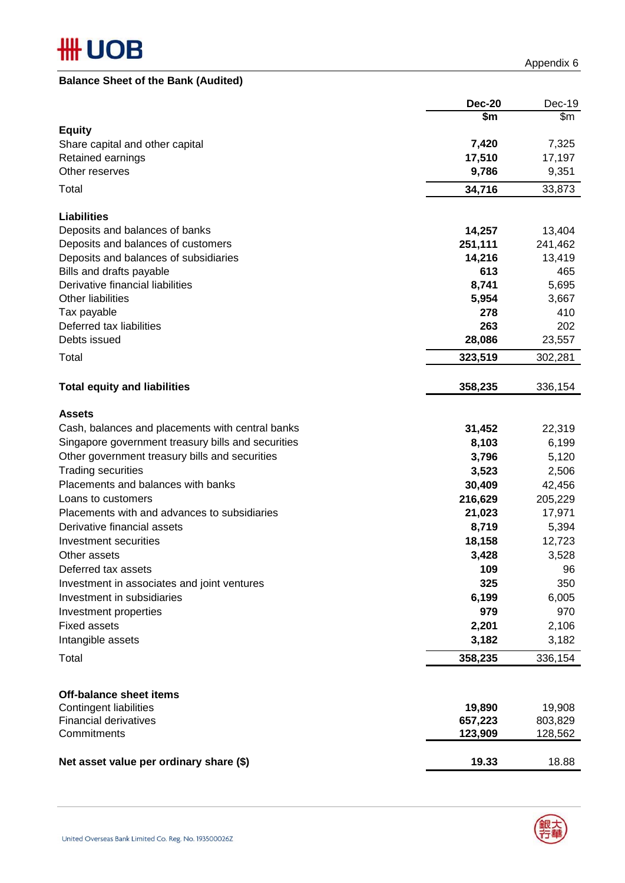Appendix 6

**Balance Sheet of the Bank (Audited)**

| | **Dec-20** | Dec-19 |
|---|---|---|
| | **$m** | $m |
| **Equity** | | |
| Share capital and other capital | **7,420** | 7,325 |
| Retained earnings | **17,510** | 17,197 |
| Other reserves | **9,786** | 9,351 |
| Total | **34,716** | 33,873 |
| | | |
| **Liabilities** | | |
| Deposits and balances of banks | **14,257** | 13,404 |
| Deposits and balances of customers | **251,111** | 241,462 |
| Deposits and balances of subsidiaries | **14,216** | 13,419 |
| Bills and drafts payable | **613** | 465 |
| Derivative financial liabilities | **8,741** | 5,695 |
| Other liabilities | **5,954** | 3,667 |
| Tax payable | **278** | 410 |
| Deferred tax liabilities | **263** | 202 |
| Debts issued | **28,086** | 23,557 |
| Total | **323,519** | 302,281 |
| | | |
| **Total equity and liabilities** | **358,235** | 336,154 |
| | | |
| **Assets** | | |
| Cash, balances and placements with central banks | **31,452** | 22,319 |
| Singapore government treasury bills and securities | **8,103** | 6,199 |
| Other government treasury bills and securities | **3,796** | 5,120 |
| Trading securities | **3,523** | 2,506 |
| Placements and balances with banks | **30,409** | 42,456 |
| Loans to customers | **216,629** | 205,229 |
| Placements with and advances to subsidiaries | **21,023** | 17,971 |
| Derivative financial assets | **8,719** | 5,394 |
| Investment securities | **18,158** | 12,723 |
| Other assets | **3,428** | 3,528 |
| Deferred tax assets | **109** | 96 |
| Investment in associates and joint ventures | **325** | 350 |
| Investment in subsidiaries | **6,199** | 6,005 |
| Investment properties | **979** | 970 |
| Fixed assets | **2,201** | 2,106 |
| Intangible assets | **3,182** | 3,182 |
| Total | **358,235** | 336,154 |
| | | |
| **Off-balance sheet items** | | |
| Contingent liabilities | **19,890** | 19,908 |
| Financial derivatives | **657,223** | 803,829 |
| Commitments | **123,909** | 128,562 |
| | | |
| **Net asset value per ordinary share ($)** | **19.33** | 18.88 |

United Overseas Bank Limited Co. Reg. No. 193500026Z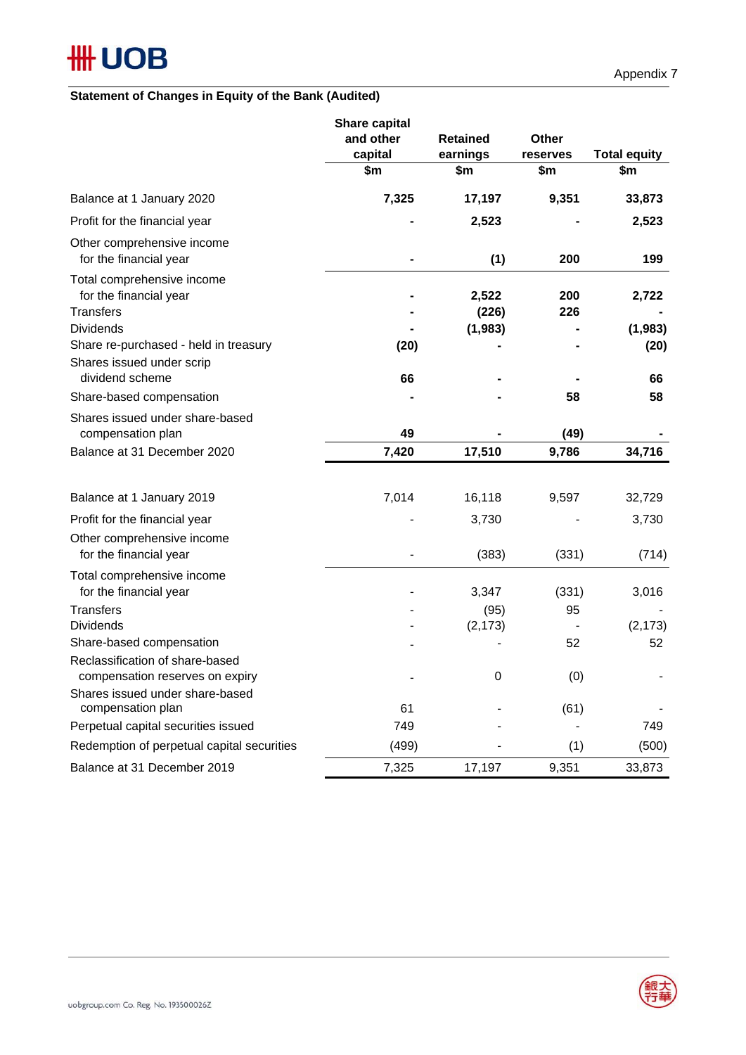Appendix 7

**Statement of Changes in Equity of the Bank (Audited)**

| | Share capital and other capital | Retained earnings | Other reserves | Total equity |
|---|---|---|---|---|
| | $m | $m | $m | $m |
| **Balance at 1 January 2020** | **7,325** | **17,197** | **9,351** | **33,873** |
| Profit for the financial year | **-** | **2,523** | **-** | **2,523** |
| Other comprehensive income for the financial year | **-** | **(1)** | **200** | **199** |
| Total comprehensive income for the financial year | **-** | **2,522** | **200** | **2,722** |
| Transfers | **-** | **(226)** | **226** | **-** |
| Dividends | **-** | **(1,983)** | **-** | **(1,983)** |
| Share re-purchased - held in treasury | **(20)** | **-** | **-** | **(20)** |
| Shares issued under scrip dividend scheme | **66** | **-** | **-** | **66** |
| Share-based compensation | **-** | **-** | **58** | **58** |
| Shares issued under share-based compensation plan | **49** | **-** | **(49)** | **-** |
| Balance at 31 December 2020 | **7,420** | **17,510** | **9,786** | **34,716** |
| | | | | |
| Balance at 1 January 2019 | 7,014 | 16,118 | 9,597 | 32,729 |
| Profit for the financial year | - | 3,730 | - | 3,730 |
| Other comprehensive income for the financial year | - | (383) | (331) | (714) |
| Total comprehensive income for the financial year | - | 3,347 | (331) | 3,016 |
| Transfers | - | (95) | 95 | - |
| Dividends | - | (2,173) | - | (2,173) |
| Share-based compensation | - | - | 52 | 52 |
| Reclassification of share-based compensation reserves on expiry | - | 0 | (0) | - |
| Shares issued under share-based compensation plan | 61 | - | (61) | - |
| Perpetual capital securities issued | 749 | - | - | 749 |
| Redemption of perpetual capital securities | (499) | - | (1) | (500) |
| Balance at 31 December 2019 | 7,325 | 17,197 | 9,351 | 33,873 |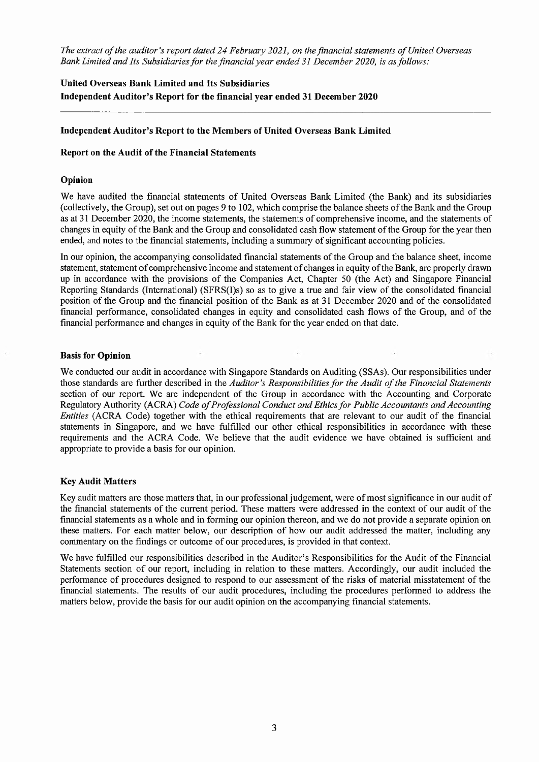*The extract of the auditor's report dated 24 February 2021, on the financial statements of United Overseas Bank Limited and Its Subsidiaries for the financial year ended 31 December 2020, is as follows:*

**United Overseas Bank Limited and Its Subsidiaries**
**Independent Auditor's Report for the financial year ended 31 December 2020**

---

## Independent Auditor's Report to the Members of United Overseas Bank Limited

### Report on the Audit of the Financial Statements

### Opinion

We have audited the financial statements of United Overseas Bank Limited (the Bank) and its subsidiaries (collectively, the Group), set out on pages 9 to 102, which comprise the balance sheets of the Bank and the Group as at 31 December 2020, the income statements, the statements of comprehensive income, and the statements of changes in equity of the Bank and the Group and consolidated cash flow statement of the Group for the year then ended, and notes to the financial statements, including a summary of significant accounting policies.

In our opinion, the accompanying consolidated financial statements of the Group and the balance sheet, income statement, statement of comprehensive income and statement of changes in equity of the Bank, are properly drawn up in accordance with the provisions of the Companies Act, Chapter 50 (the Act) and Singapore Financial Reporting Standards (International) (SFRS(I)s) so as to give a true and fair view of the consolidated financial position of the Group and the financial position of the Bank as at 31 December 2020 and of the consolidated financial performance, consolidated changes in equity and consolidated cash flows of the Group, and of the financial performance and changes in equity of the Bank for the year ended on that date.

### Basis for Opinion

We conducted our audit in accordance with Singapore Standards on Auditing (SSAs). Our responsibilities under those standards are further described in the *Auditor's Responsibilities for the Audit of the Financial Statements* section of our report. We are independent of the Group in accordance with the Accounting and Corporate Regulatory Authority (ACRA) *Code of Professional Conduct and Ethics for Public Accountants and Accounting Entities* (ACRA Code) together with the ethical requirements that are relevant to our audit of the financial statements in Singapore, and we have fulfilled our other ethical responsibilities in accordance with these requirements and the ACRA Code. We believe that the audit evidence we have obtained is sufficient and appropriate to provide a basis for our opinion.

### Key Audit Matters

Key audit matters are those matters that, in our professional judgement, were of most significance in our audit of the financial statements of the current period. These matters were addressed in the context of our audit of the financial statements as a whole and in forming our opinion thereon, and we do not provide a separate opinion on these matters. For each matter below, our description of how our audit addressed the matter, including any commentary on the findings or outcome of our procedures, is provided in that context.

We have fulfilled our responsibilities described in the Auditor's Responsibilities for the Audit of the Financial Statements section of our report, including in relation to these matters. Accordingly, our audit included the performance of procedures designed to respond to our assessment of the risks of material misstatement of the financial statements. The results of our audit procedures, including the procedures performed to address the matters below, provide the basis for our audit opinion on the accompanying financial statements.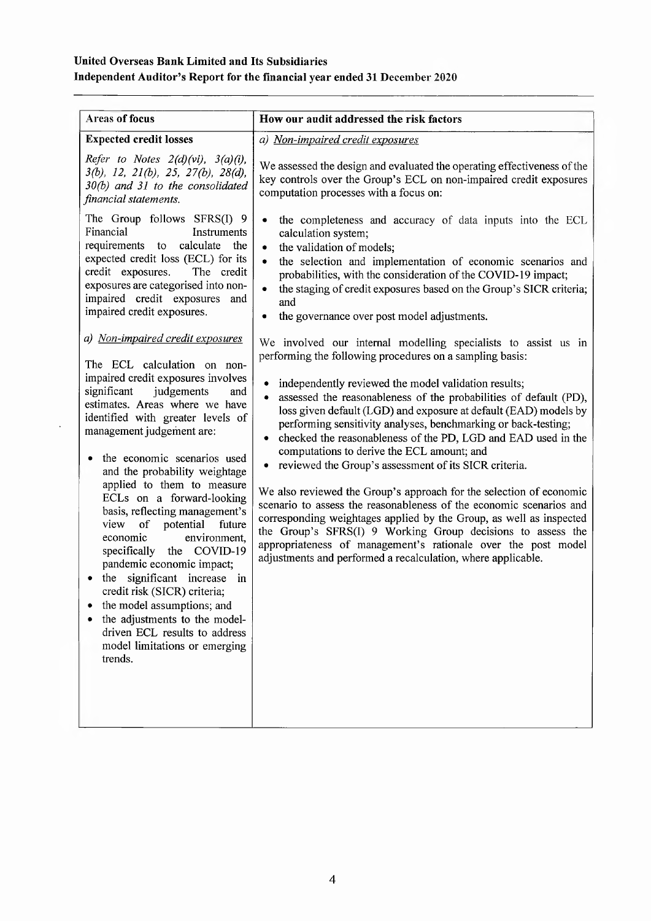| Areas of focus | How our audit addressed the risk factors |
|---|---|
| **Expected credit losses**<br><br>*Refer to Notes 2(d)(vi), 3(a)(i), 3(b), 12, 21(b), 25, 27(b), 28(d), 30(b) and 31 to the consolidated financial statements.*<br><br>The Group follows SFRS(I) 9 Financial Instruments requirements to calculate the expected credit loss (ECL) for its credit exposures. The credit exposures are categorised into non-impaired credit exposures and impaired credit exposures.<br><br>*a) <u>Non-impaired credit exposures</u>*<br><br>The ECL calculation on non-impaired credit exposures involves significant judgements and estimates. Areas where we have identified with greater levels of management judgement are:<br><br>• the economic scenarios used and the probability weightage applied to them to measure ECLs on a forward-looking basis, reflecting management's view of potential future economic environment, specifically the COVID-19 pandemic economic impact;<br>• the significant increase in credit risk (SICR) criteria;<br>• the model assumptions; and<br>• the adjustments to the model-driven ECL results to address model limitations or emerging trends. | *a) <u>Non-impaired credit exposures</u>*<br><br>We assessed the design and evaluated the operating effectiveness of the key controls over the Group's ECL on non-impaired credit exposures computation processes with a focus on:<br><br>• the completeness and accuracy of data inputs into the ECL calculation system;<br>• the validation of models;<br>• the selection and implementation of economic scenarios and probabilities, with the consideration of the COVID-19 impact;<br>• the staging of credit exposures based on the Group's SICR criteria; and<br>• the governance over post model adjustments.<br><br>We involved our internal modelling specialists to assist us in performing the following procedures on a sampling basis:<br><br>• independently reviewed the model validation results;<br>• assessed the reasonableness of the probabilities of default (PD), loss given default (LGD) and exposure at default (EAD) models by performing sensitivity analyses, benchmarking or back-testing;<br>• checked the reasonableness of the PD, LGD and EAD used in the computations to derive the ECL amount; and<br>• reviewed the Group's assessment of its SICR criteria.<br><br>We also reviewed the Group's approach for the selection of economic scenario to assess the reasonableness of the economic scenarios and corresponding weightages applied by the Group, as well as inspected the Group's SFRS(I) 9 Working Group decisions to assess the appropriateness of management's rationale over the post model adjustments and performed a recalculation, where applicable. |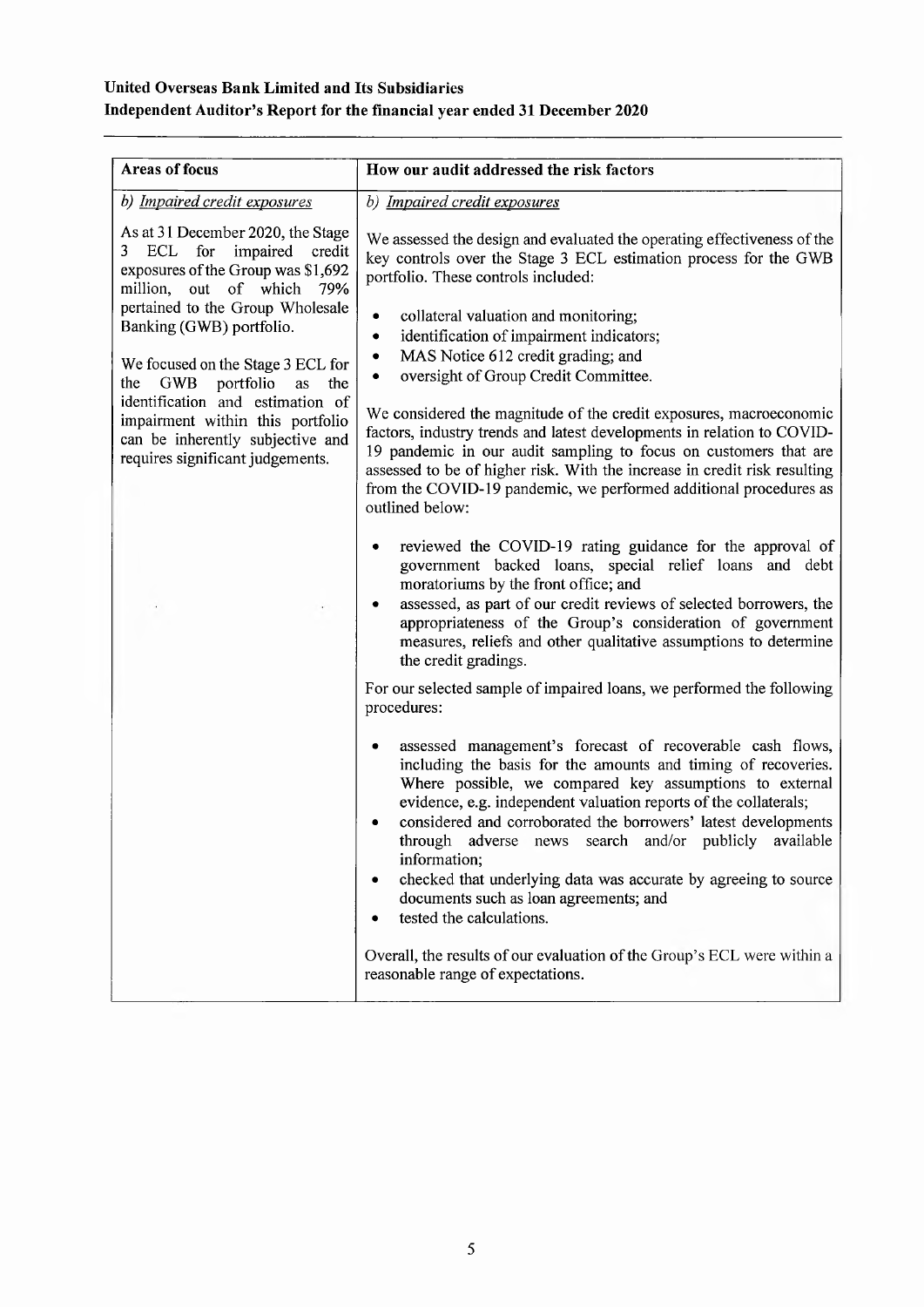**United Overseas Bank Limited and Its Subsidiaries**
**Independent Auditor's Report for the financial year ended 31 December 2020**

| Areas of focus | How our audit addressed the risk factors |
|---|---|
| *b) Impaired credit exposures*<br><br>As at 31 December 2020, the Stage 3 ECL for impaired credit exposures of the Group was $1,692 million, out of which 79% pertained to the Group Wholesale Banking (GWB) portfolio.<br><br>We focused on the Stage 3 ECL for the GWB portfolio as the identification and estimation of impairment within this portfolio can be inherently subjective and requires significant judgements. | *b) Impaired credit exposures*<br><br>We assessed the design and evaluated the operating effectiveness of the key controls over the Stage 3 ECL estimation process for the GWB portfolio. These controls included:<br><br>• collateral valuation and monitoring;<br>• identification of impairment indicators;<br>• MAS Notice 612 credit grading; and<br>• oversight of Group Credit Committee.<br><br>We considered the magnitude of the credit exposures, macroeconomic factors, industry trends and latest developments in relation to COVID-19 pandemic in our audit sampling to focus on customers that are assessed to be of higher risk. With the increase in credit risk resulting from the COVID-19 pandemic, we performed additional procedures as outlined below:<br><br>• reviewed the COVID-19 rating guidance for the approval of government backed loans, special relief loans and debt moratoriums by the front office; and<br>• assessed, as part of our credit reviews of selected borrowers, the appropriateness of the Group's consideration of government measures, reliefs and other qualitative assumptions to determine the credit gradings.<br><br>For our selected sample of impaired loans, we performed the following procedures:<br><br>• assessed management's forecast of recoverable cash flows, including the basis for the amounts and timing of recoveries. Where possible, we compared key assumptions to external evidence, e.g. independent valuation reports of the collaterals;<br>• considered and corroborated the borrowers' latest developments through adverse news search and/or publicly available information;<br>• checked that underlying data was accurate by agreeing to source documents such as loan agreements; and<br>• tested the calculations.<br><br>Overall, the results of our evaluation of the Group's ECL were within a reasonable range of expectations. |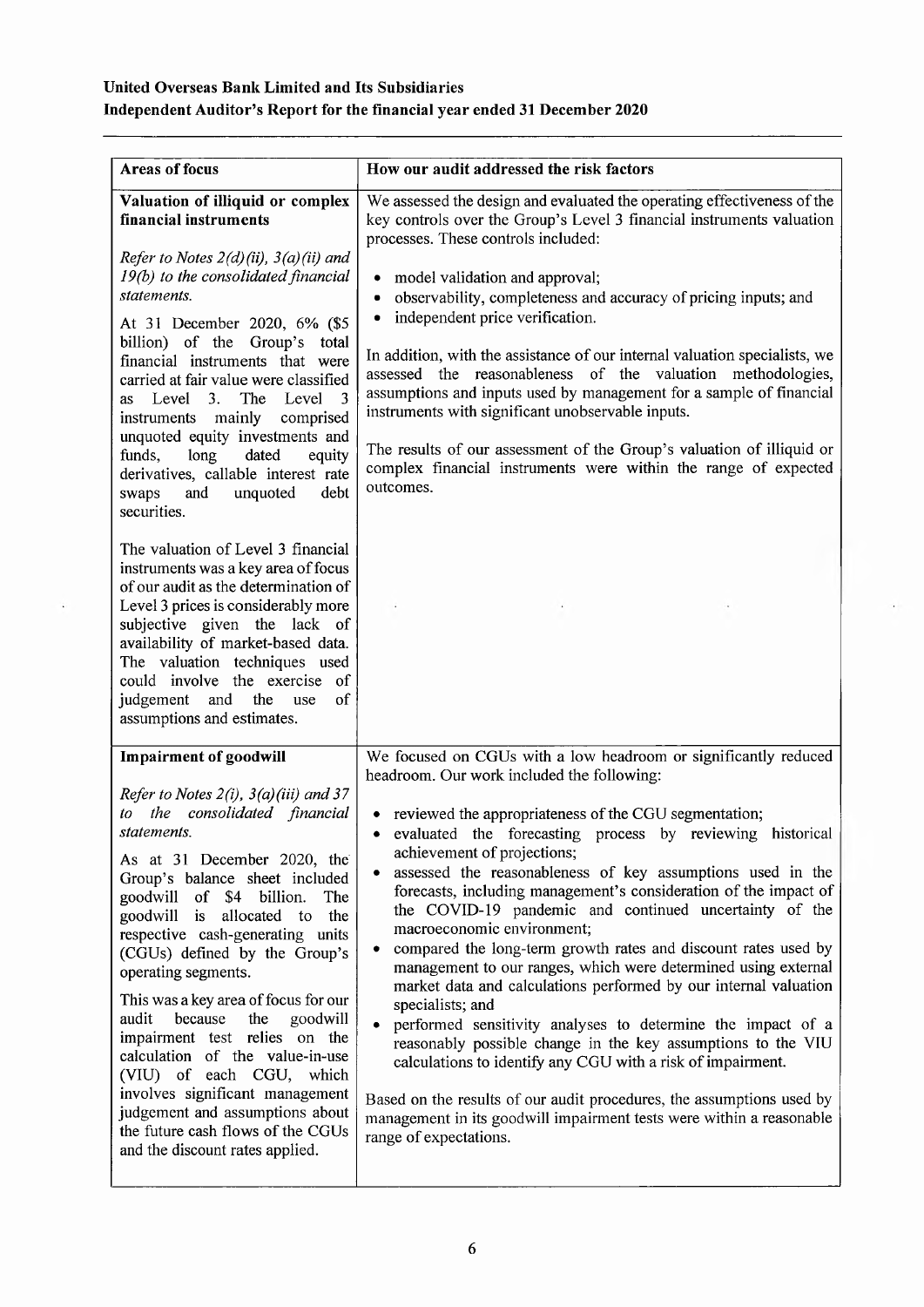| Areas of focus | How our audit addressed the risk factors |
|---|---|
| **Valuation of illiquid or complex financial instruments**<br><br>*Refer to Notes 2(d)(ii), 3(a)(ii) and 19(b) to the consolidated financial statements.*<br><br>At 31 December 2020, 6% ($5 billion) of the Group's total financial instruments that were carried at fair value were classified as Level 3. The Level 3 instruments mainly comprised unquoted equity investments and funds, long dated equity derivatives, callable interest rate swaps and unquoted debt securities.<br><br>The valuation of Level 3 financial instruments was a key area of focus of our audit as the determination of Level 3 prices is considerably more subjective given the lack of availability of market-based data. The valuation techniques used could involve the exercise of judgement and the use of assumptions and estimates. | We assessed the design and evaluated the operating effectiveness of the key controls over the Group's Level 3 financial instruments valuation processes. These controls included:<br><br>• model validation and approval;<br>• observability, completeness and accuracy of pricing inputs; and<br>• independent price verification.<br><br>In addition, with the assistance of our internal valuation specialists, we assessed the reasonableness of the valuation methodologies, assumptions and inputs used by management for a sample of financial instruments with significant unobservable inputs.<br><br>The results of our assessment of the Group's valuation of illiquid or complex financial instruments were within the range of expected outcomes. |
| **Impairment of goodwill**<br><br>*Refer to Notes 2(i), 3(a)(iii) and 37 to the consolidated financial statements.*<br><br>As at 31 December 2020, the Group's balance sheet included goodwill of $4 billion. The goodwill is allocated to the respective cash-generating units (CGUs) defined by the Group's operating segments.<br><br>This was a key area of focus for our audit because the goodwill impairment test relies on the calculation of the value-in-use (VIU) of each CGU, which involves significant management judgement and assumptions about the future cash flows of the CGUs and the discount rates applied. | We focused on CGUs with a low headroom or significantly reduced headroom. Our work included the following:<br><br>• reviewed the appropriateness of the CGU segmentation;<br>• evaluated the forecasting process by reviewing historical achievement of projections;<br>• assessed the reasonableness of key assumptions used in the forecasts, including management's consideration of the impact of the COVID-19 pandemic and continued uncertainty of the macroeconomic environment;<br>• compared the long-term growth rates and discount rates used by management to our ranges, which were determined using external market data and calculations performed by our internal valuation specialists; and<br>• performed sensitivity analyses to determine the impact of a reasonably possible change in the key assumptions to the VIU calculations to identify any CGU with a risk of impairment.<br><br>Based on the results of our audit procedures, the assumptions used by management in its goodwill impairment tests were within a reasonable range of expectations. |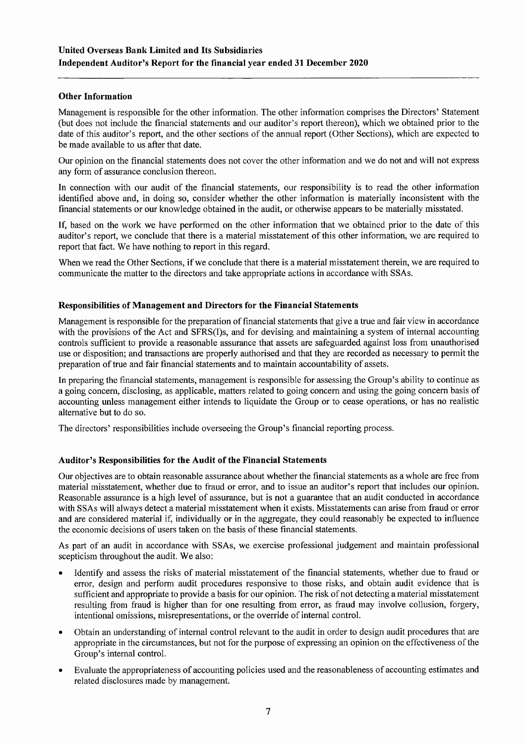## Other Information

Management is responsible for the other information. The other information comprises the Directors' Statement (but does not include the financial statements and our auditor's report thereon), which we obtained prior to the date of this auditor's report, and the other sections of the annual report (Other Sections), which are expected to be made available to us after that date.

Our opinion on the financial statements does not cover the other information and we do not and will not express any form of assurance conclusion thereon.

In connection with our audit of the financial statements, our responsibility is to read the other information identified above and, in doing so, consider whether the other information is materially inconsistent with the financial statements or our knowledge obtained in the audit, or otherwise appears to be materially misstated.

If, based on the work we have performed on the other information that we obtained prior to the date of this auditor's report, we conclude that there is a material misstatement of this other information, we are required to report that fact. We have nothing to report in this regard.

When we read the Other Sections, if we conclude that there is a material misstatement therein, we are required to communicate the matter to the directors and take appropriate actions in accordance with SSAs.

## Responsibilities of Management and Directors for the Financial Statements

Management is responsible for the preparation of financial statements that give a true and fair view in accordance with the provisions of the Act and SFRS(I)s, and for devising and maintaining a system of internal accounting controls sufficient to provide a reasonable assurance that assets are safeguarded against loss from unauthorised use or disposition; and transactions are properly authorised and that they are recorded as necessary to permit the preparation of true and fair financial statements and to maintain accountability of assets.

In preparing the financial statements, management is responsible for assessing the Group's ability to continue as a going concern, disclosing, as applicable, matters related to going concern and using the going concern basis of accounting unless management either intends to liquidate the Group or to cease operations, or has no realistic alternative but to do so.

The directors' responsibilities include overseeing the Group's financial reporting process.

## Auditor's Responsibilities for the Audit of the Financial Statements

Our objectives are to obtain reasonable assurance about whether the financial statements as a whole are free from material misstatement, whether due to fraud or error, and to issue an auditor's report that includes our opinion. Reasonable assurance is a high level of assurance, but is not a guarantee that an audit conducted in accordance with SSAs will always detect a material misstatement when it exists. Misstatements can arise from fraud or error and are considered material if, individually or in the aggregate, they could reasonably be expected to influence the economic decisions of users taken on the basis of these financial statements.

As part of an audit in accordance with SSAs, we exercise professional judgement and maintain professional scepticism throughout the audit. We also:

- Identify and assess the risks of material misstatement of the financial statements, whether due to fraud or error, design and perform audit procedures responsive to those risks, and obtain audit evidence that is sufficient and appropriate to provide a basis for our opinion. The risk of not detecting a material misstatement resulting from fraud is higher than for one resulting from error, as fraud may involve collusion, forgery, intentional omissions, misrepresentations, or the override of internal control.
- Obtain an understanding of internal control relevant to the audit in order to design audit procedures that are appropriate in the circumstances, but not for the purpose of expressing an opinion on the effectiveness of the Group's internal control.
- Evaluate the appropriateness of accounting policies used and the reasonableness of accounting estimates and related disclosures made by management.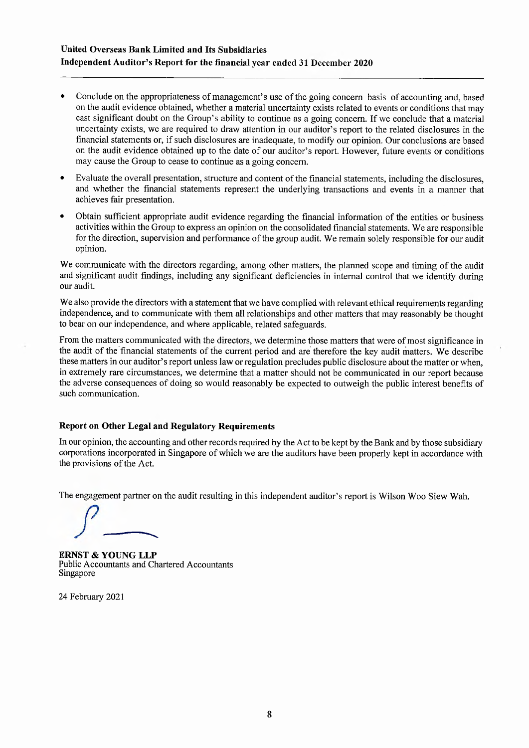- Conclude on the appropriateness of management's use of the going concern basis of accounting and, based on the audit evidence obtained, whether a material uncertainty exists related to events or conditions that may cast significant doubt on the Group's ability to continue as a going concern. If we conclude that a material uncertainty exists, we are required to draw attention in our auditor's report to the related disclosures in the financial statements or, if such disclosures are inadequate, to modify our opinion. Our conclusions are based on the audit evidence obtained up to the date of our auditor's report. However, future events or conditions may cause the Group to cease to continue as a going concern.
- Evaluate the overall presentation, structure and content of the financial statements, including the disclosures, and whether the financial statements represent the underlying transactions and events in a manner that achieves fair presentation.
- Obtain sufficient appropriate audit evidence regarding the financial information of the entities or business activities within the Group to express an opinion on the consolidated financial statements. We are responsible for the direction, supervision and performance of the group audit. We remain solely responsible for our audit opinion.

We communicate with the directors regarding, among other matters, the planned scope and timing of the audit and significant audit findings, including any significant deficiencies in internal control that we identify during our audit.

We also provide the directors with a statement that we have complied with relevant ethical requirements regarding independence, and to communicate with them all relationships and other matters that may reasonably be thought to bear on our independence, and where applicable, related safeguards.

From the matters communicated with the directors, we determine those matters that were of most significance in the audit of the financial statements of the current period and are therefore the key audit matters. We describe these matters in our auditor's report unless law or regulation precludes public disclosure about the matter or when, in extremely rare circumstances, we determine that a matter should not be communicated in our report because the adverse consequences of doing so would reasonably be expected to outweigh the public interest benefits of such communication.

### Report on Other Legal and Regulatory Requirements

In our opinion, the accounting and other records required by the Act to be kept by the Bank and by those subsidiary corporations incorporated in Singapore of which we are the auditors have been properly kept in accordance with the provisions of the Act.

The engagement partner on the audit resulting in this independent auditor's report is Wilson Woo Siew Wah.

**ERNST & YOUNG LLP**
Public Accountants and Chartered Accountants
Singapore

24 February 2021